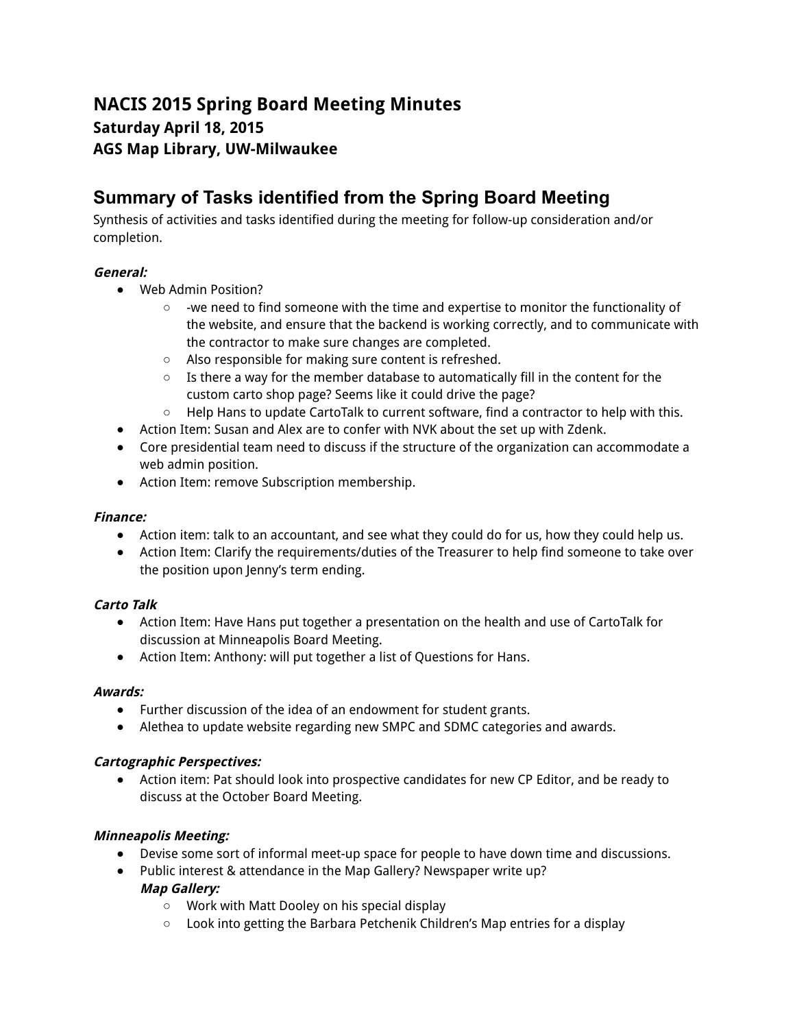# NACIS 2015 Spring Board Meeting Minutes

### Saturday April 18, 2015

### AGS Map Library, UW-Milwaukee

## Summary of Tasks identified from the Spring Board Meeting

Synthesis of activities and tasks identified during the meeting for follow-up consideration and/or completion.

***General:***

- Web Admin Position?
  - -we need to find someone with the time and expertise to monitor the functionality of the website, and ensure that the backend is working correctly, and to communicate with the contractor to make sure changes are completed.
  - Also responsible for making sure content is refreshed.
  - Is there a way for the member database to automatically fill in the content for the custom carto shop page? Seems like it could drive the page?
  - Help Hans to update CartoTalk to current software, find a contractor to help with this.
- Action Item: Susan and Alex are to confer with NVK about the set up with Zdenk.
- Core presidential team need to discuss if the structure of the organization can accommodate a web admin position.
- Action Item: remove Subscription membership.

***Finance:***

- Action item: talk to an accountant, and see what they could do for us, how they could help us.
- Action Item: Clarify the requirements/duties of the Treasurer to help find someone to take over the position upon Jenny's term ending.

***Carto Talk***

- Action Item: Have Hans put together a presentation on the health and use of CartoTalk for discussion at Minneapolis Board Meeting.
- Action Item: Anthony: will put together a list of Questions for Hans.

***Awards:***

- Further discussion of the idea of an endowment for student grants.
- Alethea to update website regarding new SMPC and SDMC categories and awards.

***Cartographic Perspectives:***

- Action item: Pat should look into prospective candidates for new CP Editor, and be ready to discuss at the October Board Meeting.

***Minneapolis Meeting:***

- Devise some sort of informal meet-up space for people to have down time and discussions.
- Public interest & attendance in the Map Gallery? Newspaper write up?

  ***Map Gallery:***
  - Work with Matt Dooley on his special display
  - Look into getting the Barbara Petchenik Children's Map entries for a display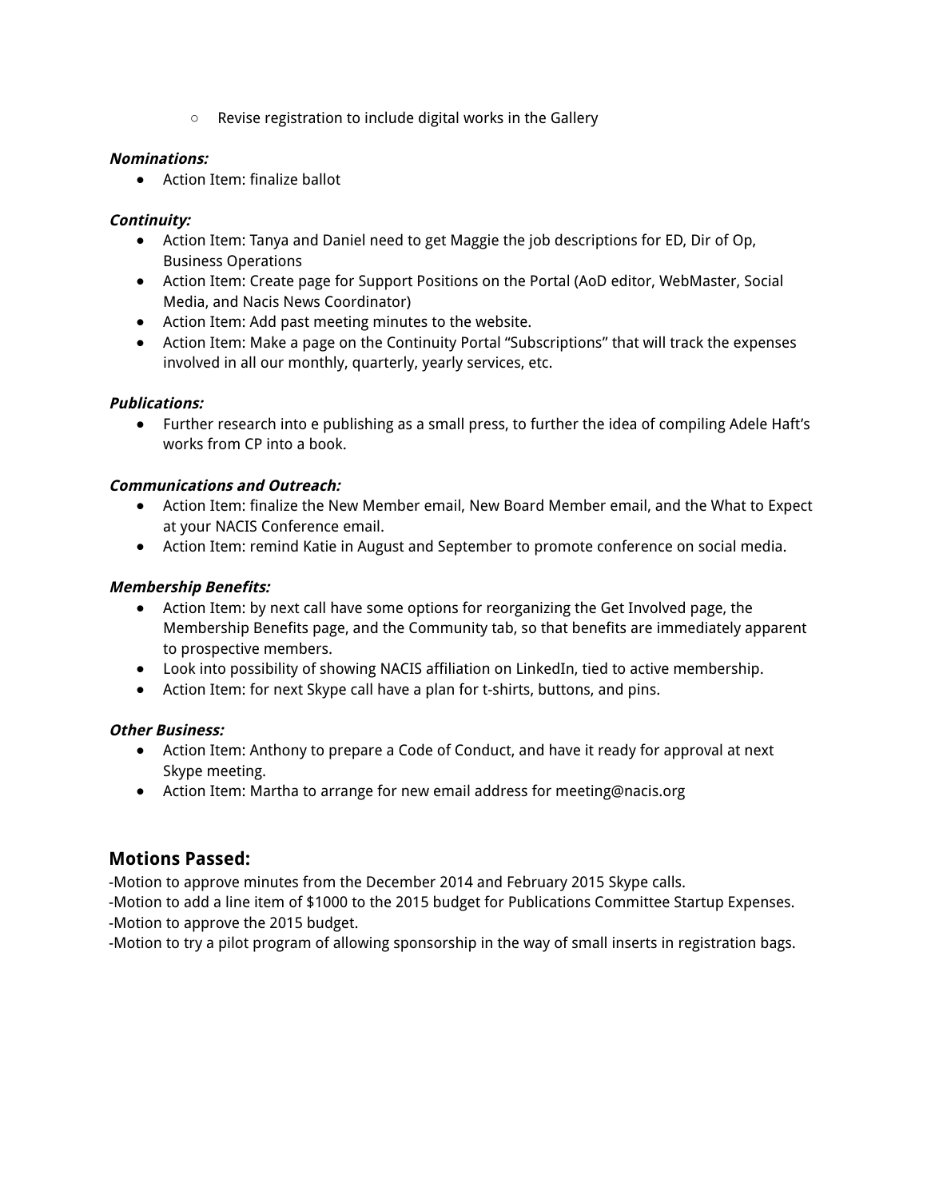- Revise registration to include digital works in the Gallery

***Nominations:***

- Action Item: finalize ballot

***Continuity:***

- Action Item: Tanya and Daniel need to get Maggie the job descriptions for ED, Dir of Op, Business Operations
- Action Item: Create page for Support Positions on the Portal (AoD editor, WebMaster, Social Media, and Nacis News Coordinator)
- Action Item: Add past meeting minutes to the website.
- Action Item: Make a page on the Continuity Portal "Subscriptions" that will track the expenses involved in all our monthly, quarterly, yearly services, etc.

***Publications:***

- Further research into e publishing as a small press, to further the idea of compiling Adele Haft's works from CP into a book.

***Communications and Outreach:***

- Action Item: finalize the New Member email, New Board Member email, and the What to Expect at your NACIS Conference email.
- Action Item: remind Katie in August and September to promote conference on social media.

***Membership Benefits:***

- Action Item: by next call have some options for reorganizing the Get Involved page, the Membership Benefits page, and the Community tab, so that benefits are immediately apparent to prospective members.
- Look into possibility of showing NACIS affiliation on LinkedIn, tied to active membership.
- Action Item: for next Skype call have a plan for t-shirts, buttons, and pins.

***Other Business:***

- Action Item: Anthony to prepare a Code of Conduct, and have it ready for approval at next Skype meeting.
- Action Item: Martha to arrange for new email address for meeting@nacis.org

## Motions Passed:

-Motion to approve minutes from the December 2014 and February 2015 Skype calls.
-Motion to add a line item of $1000 to the 2015 budget for Publications Committee Startup Expenses.
-Motion to approve the 2015 budget.
-Motion to try a pilot program of allowing sponsorship in the way of small inserts in registration bags.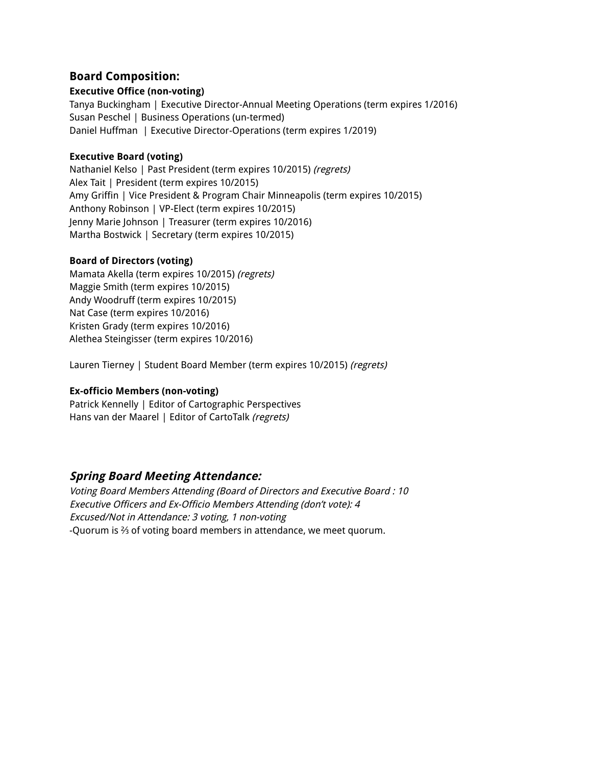## Board Composition:

**Executive Office (non-voting)**
Tanya Buckingham | Executive Director-Annual Meeting Operations (term expires 1/2016)
Susan Peschel | Business Operations (un-termed)
Daniel Huffman | Executive Director-Operations (term expires 1/2019)

**Executive Board (voting)**
Nathaniel Kelso | Past President (term expires 10/2015) *(regrets)*
Alex Tait | President (term expires 10/2015)
Amy Griffin | Vice President & Program Chair Minneapolis (term expires 10/2015)
Anthony Robinson | VP-Elect (term expires 10/2015)
Jenny Marie Johnson | Treasurer (term expires 10/2016)
Martha Bostwick | Secretary (term expires 10/2015)

**Board of Directors (voting)**
Mamata Akella (term expires 10/2015) *(regrets)*
Maggie Smith (term expires 10/2015)
Andy Woodruff (term expires 10/2015)
Nat Case (term expires 10/2016)
Kristen Grady (term expires 10/2016)
Alethea Steingisser (term expires 10/2016)

Lauren Tierney | Student Board Member (term expires 10/2015) *(regrets)*

**Ex-officio Members (non-voting)**
Patrick Kennelly | Editor of Cartographic Perspectives
Hans van der Maarel | Editor of CartoTalk *(regrets)*

## *Spring Board Meeting Attendance:*

*Voting Board Members Attending (Board of Directors and Executive Board : 10*
*Executive Officers and Ex-Officio Members Attending (don't vote): 4*
*Excused/Not in Attendance: 3 voting, 1 non-voting*
-Quorum is ⅔ of voting board members in attendance, we meet quorum.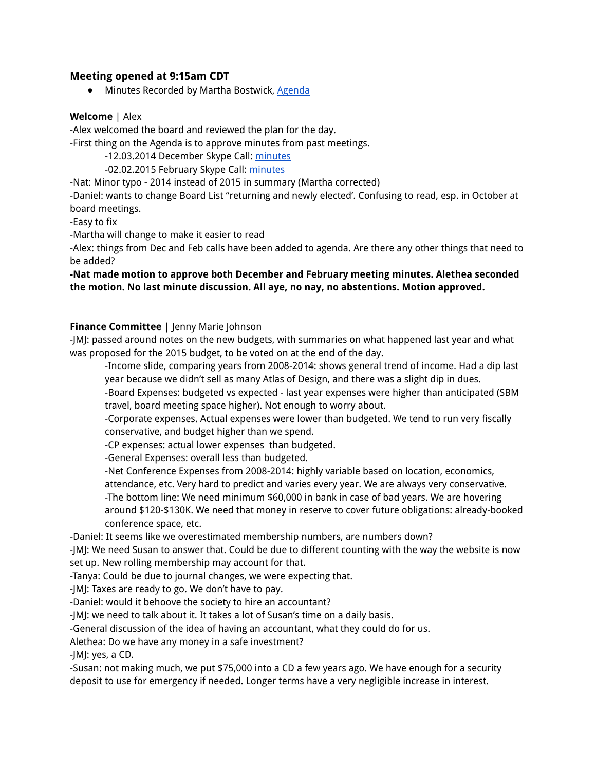**Meeting opened at 9:15am CDT**

- Minutes Recorded by Martha Bostwick, Agenda

**Welcome** | Alex

-Alex welcomed the board and reviewed the plan for the day.

-First thing on the Agenda is to approve minutes from past meetings.

> -12.03.2014 December Skype Call: minutes
>
> -02.02.2015 February Skype Call: minutes

-Nat: Minor typo - 2014 instead of 2015 in summary (Martha corrected)

-Daniel: wants to change Board List "returning and newly elected'. Confusing to read, esp. in October at board meetings.

-Easy to fix

-Martha will change to make it easier to read

-Alex: things from Dec and Feb calls have been added to agenda. Are there any other things that need to be added?

**-Nat made motion to approve both December and February meeting minutes. Alethea seconded the motion. No last minute discussion. All aye, no nay, no abstentions. Motion approved.**

**Finance Committee** | Jenny Marie Johnson

-JMJ: passed around notes on the new budgets, with summaries on what happened last year and what was proposed for the 2015 budget, to be voted on at the end of the day.

> -Income slide, comparing years from 2008-2014: shows general trend of income. Had a dip last year because we didn't sell as many Atlas of Design, and there was a slight dip in dues.
>
> -Board Expenses: budgeted vs expected - last year expenses were higher than anticipated (SBM travel, board meeting space higher). Not enough to worry about.
>
> -Corporate expenses. Actual expenses were lower than budgeted. We tend to run very fiscally conservative, and budget higher than we spend.
>
> -CP expenses: actual lower expenses than budgeted.
>
> -General Expenses: overall less than budgeted.
>
> -Net Conference Expenses from 2008-2014: highly variable based on location, economics, attendance, etc. Very hard to predict and varies every year. We are always very conservative.
>
> -The bottom line: We need minimum $60,000 in bank in case of bad years. We are hovering around $120-$130K. We need that money in reserve to cover future obligations: already-booked conference space, etc.

-Daniel: It seems like we overestimated membership numbers, are numbers down?

-JMJ: We need Susan to answer that. Could be due to different counting with the way the website is now set up. New rolling membership may account for that.

-Tanya: Could be due to journal changes, we were expecting that.

-JMJ: Taxes are ready to go. We don't have to pay.

-Daniel: would it behoove the society to hire an accountant?

-JMJ: we need to talk about it. It takes a lot of Susan's time on a daily basis.

-General discussion of the idea of having an accountant, what they could do for us.

Alethea: Do we have any money in a safe investment?

-JMJ: yes, a CD.

-Susan: not making much, we put $75,000 into a CD a few years ago. We have enough for a security deposit to use for emergency if needed. Longer terms have a very negligible increase in interest.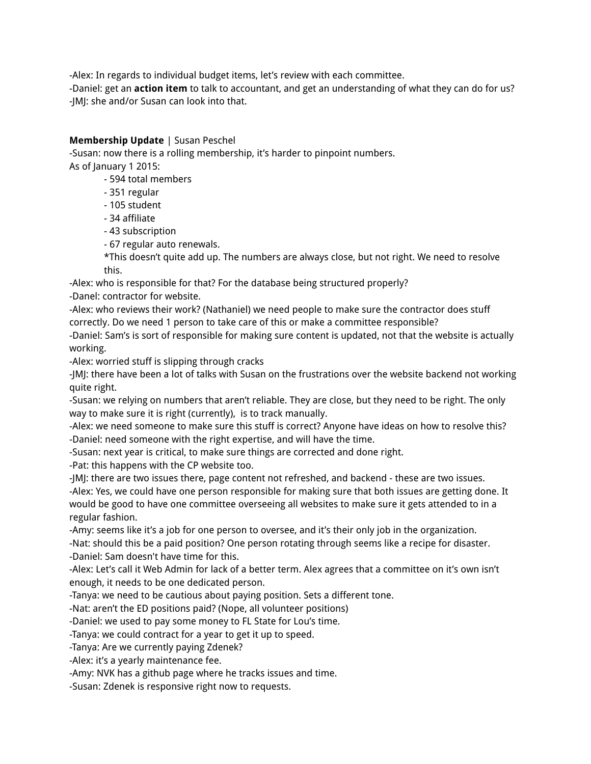-Alex: In regards to individual budget items, let's review with each committee.
-Daniel: get an **action item** to talk to accountant, and get an understanding of what they can do for us?
-JMJ: she and/or Susan can look into that.

**Membership Update** | Susan Peschel
-Susan: now there is a rolling membership, it's harder to pinpoint numbers.
As of January 1 2015:

- 594 total members
- 351 regular
- 105 student
- 34 affiliate
- 43 subscription
- 67 regular auto renewals.

  *This doesn't quite add up. The numbers are always close, but not right. We need to resolve this.

-Alex: who is responsible for that? For the database being structured properly?
-Danel: contractor for website.
-Alex: who reviews their work? (Nathaniel) we need people to make sure the contractor does stuff correctly. Do we need 1 person to take care of this or make a committee responsible?
-Daniel: Sam's is sort of responsible for making sure content is updated, not that the website is actually working.
-Alex: worried stuff is slipping through cracks
-JMJ: there have been a lot of talks with Susan on the frustrations over the website backend not working quite right.
-Susan: we relying on numbers that aren't reliable. They are close, but they need to be right. The only way to make sure it is right (currently), is to track manually.
-Alex: we need someone to make sure this stuff is correct? Anyone have ideas on how to resolve this?
-Daniel: need someone with the right expertise, and will have the time.
-Susan: next year is critical, to make sure things are corrected and done right.
-Pat: this happens with the CP website too.
-JMJ: there are two issues there, page content not refreshed, and backend - these are two issues.
-Alex: Yes, we could have one person responsible for making sure that both issues are getting done. It would be good to have one committee overseeing all websites to make sure it gets attended to in a regular fashion.
-Amy: seems like it's a job for one person to oversee, and it's their only job in the organization.
-Nat: should this be a paid position? One person rotating through seems like a recipe for disaster.
-Daniel: Sam doesn't have time for this.
-Alex: Let's call it Web Admin for lack of a better term. Alex agrees that a committee on it's own isn't enough, it needs to be one dedicated person.
-Tanya: we need to be cautious about paying position. Sets a different tone.
-Nat: aren't the ED positions paid? (Nope, all volunteer positions)
-Daniel: we used to pay some money to FL State for Lou's time.
-Tanya: we could contract for a year to get it up to speed.
-Tanya: Are we currently paying Zdenek?
-Alex: it's a yearly maintenance fee.
-Amy: NVK has a github page where he tracks issues and time.
-Susan: Zdenek is responsive right now to requests.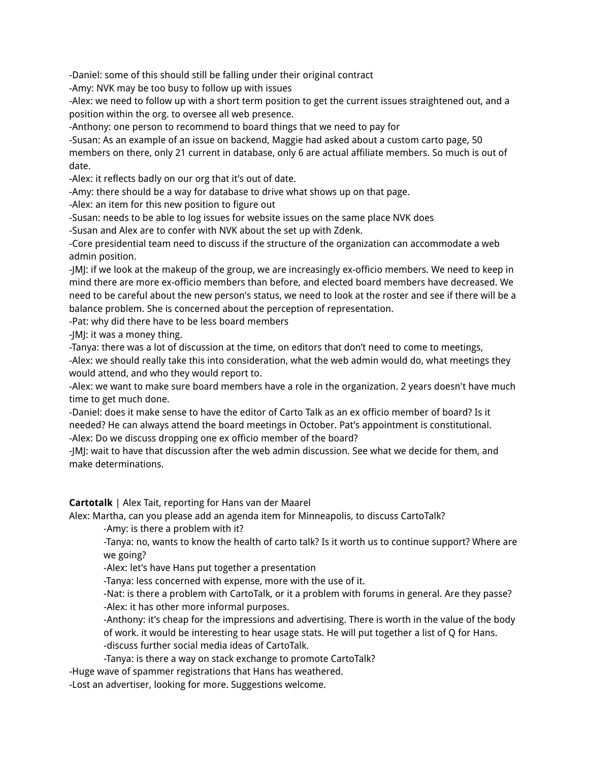-Daniel: some of this should still be falling under their original contract
-Amy: NVK may be too busy to follow up with issues
-Alex: we need to follow up with a short term position to get the current issues straightened out, and a position within the org. to oversee all web presence.
-Anthony: one person to recommend to board things that we need to pay for
-Susan: As an example of an issue on backend, Maggie had asked about a custom carto page, 50 members on there, only 21 current in database, only 6 are actual affiliate members. So much is out of date.
-Alex: it reflects badly on our org that it's out of date.
-Amy: there should be a way for database to drive what shows up on that page.
-Alex: an item for this new position to figure out
-Susan: needs to be able to log issues for website issues on the same place NVK does
-Susan and Alex are to confer with NVK about the set up with Zdenk.
-Core presidential team need to discuss if the structure of the organization can accommodate a web admin position.
-JMJ: if we look at the makeup of the group, we are increasingly ex-officio members. We need to keep in mind there are more ex-officio members than before, and elected board members have decreased. We need to be careful about the new person's status, we need to look at the roster and see if there will be a balance problem. She is concerned about the perception of representation.
-Pat: why did there have to be less board members
-JMJ: it was a money thing.
-Tanya: there was a lot of discussion at the time, on editors that don't need to come to meetings,
-Alex: we should really take this into consideration, what the web admin would do, what meetings they would attend, and who they would report to.
-Alex: we want to make sure board members have a role in the organization. 2 years doesn't have much time to get much done.
-Daniel: does it make sense to have the editor of Carto Talk as an ex officio member of board? Is it needed? He can always attend the board meetings in October. Pat's appointment is constitutional.
-Alex: Do we discuss dropping one ex officio member of the board?
-JMJ: wait to have that discussion after the web admin discussion. See what we decide for them, and make determinations.

**Cartotalk** | Alex Tait, reporting for Hans van der Maarel
Alex: Martha, can you please add an agenda item for Minneapolis, to discuss CartoTalk?

-Amy: is there a problem with it?
-Tanya: no, wants to know the health of carto talk? Is it worth us to continue support? Where are we going?
-Alex: let's have Hans put together a presentation
-Tanya: less concerned with expense, more with the use of it.
-Nat: is there a problem with CartoTalk, or it a problem with forums in general. Are they passe?
-Alex: it has other more informal purposes.
-Anthony: it's cheap for the impressions and advertising. There is worth in the value of the body of work. it would be interesting to hear usage stats. He will put together a list of Q for Hans.
-discuss further social media ideas of CartoTalk.
-Tanya: is there a way on stack exchange to promote CartoTalk?

-Huge wave of spammer registrations that Hans has weathered.
-Lost an advertiser, looking for more. Suggestions welcome.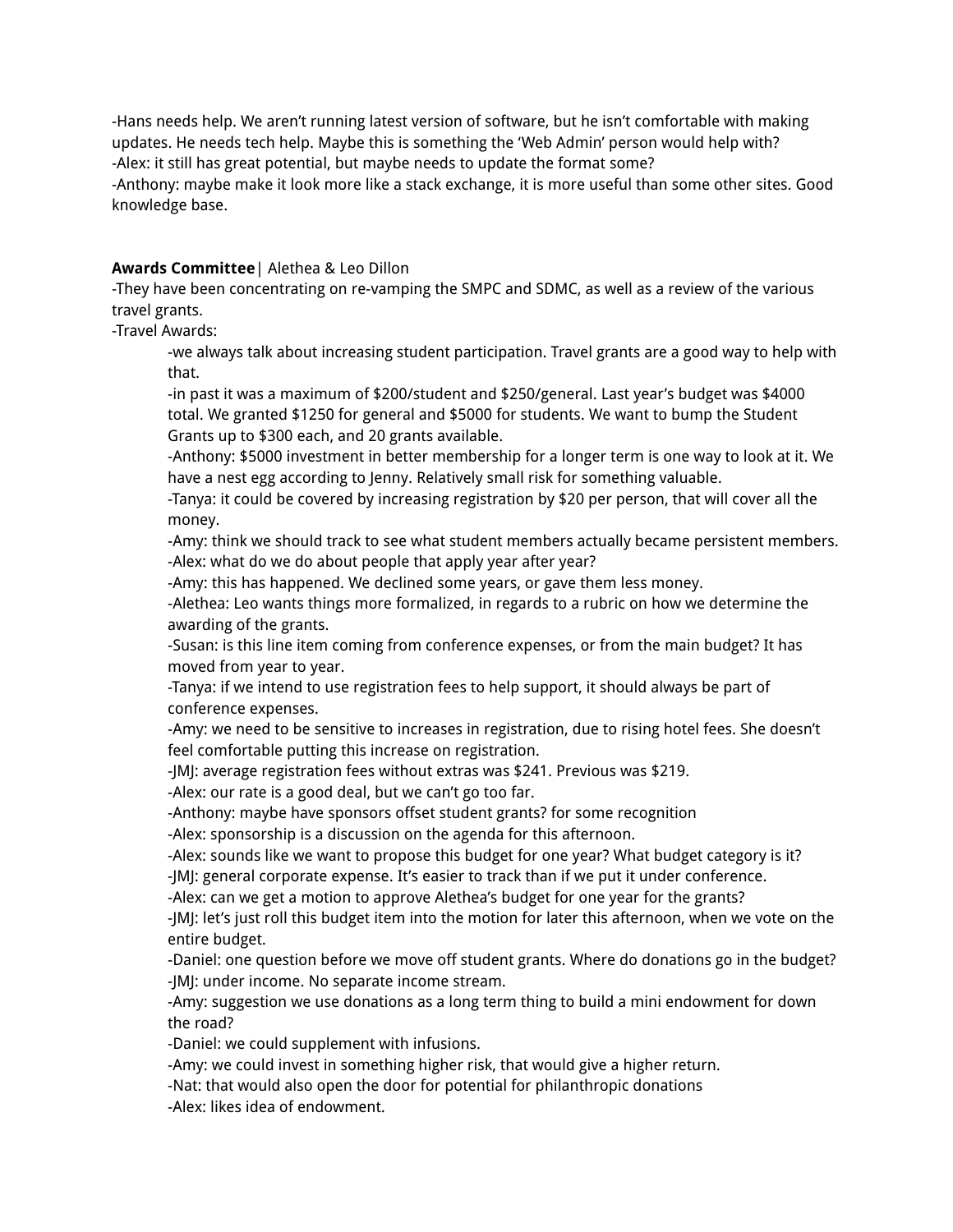-Hans needs help. We aren't running latest version of software, but he isn't comfortable with making updates. He needs tech help. Maybe this is something the 'Web Admin' person would help with?
-Alex: it still has great potential, but maybe needs to update the format some?
-Anthony: maybe make it look more like a stack exchange, it is more useful than some other sites. Good knowledge base.

**Awards Committee**| Alethea & Leo Dillon
-They have been concentrating on re-vamping the SMPC and SDMC, as well as a review of the various travel grants.
-Travel Awards:

> -we always talk about increasing student participation. Travel grants are a good way to help with that.
> -in past it was a maximum of $200/student and $250/general. Last year's budget was $4000 total. We granted $1250 for general and $5000 for students. We want to bump the Student Grants up to $300 each, and 20 grants available.
> -Anthony: $5000 investment in better membership for a longer term is one way to look at it. We have a nest egg according to Jenny. Relatively small risk for something valuable.
> -Tanya: it could be covered by increasing registration by $20 per person, that will cover all the money.
> -Amy: think we should track to see what student members actually became persistent members.
> -Alex: what do we do about people that apply year after year?
> -Amy: this has happened. We declined some years, or gave them less money.
> -Alethea: Leo wants things more formalized, in regards to a rubric on how we determine the awarding of the grants.
> -Susan: is this line item coming from conference expenses, or from the main budget? It has moved from year to year.
> -Tanya: if we intend to use registration fees to help support, it should always be part of conference expenses.
> -Amy: we need to be sensitive to increases in registration, due to rising hotel fees. She doesn't feel comfortable putting this increase on registration.
> -JMJ: average registration fees without extras was $241. Previous was $219.
> -Alex: our rate is a good deal, but we can't go too far.
> -Anthony: maybe have sponsors offset student grants? for some recognition
> -Alex: sponsorship is a discussion on the agenda for this afternoon.
> -Alex: sounds like we want to propose this budget for one year? What budget category is it?
> -JMJ: general corporate expense. It's easier to track than if we put it under conference.
> -Alex: can we get a motion to approve Alethea's budget for one year for the grants?
> -JMJ: let's just roll this budget item into the motion for later this afternoon, when we vote on the entire budget.
> -Daniel: one question before we move off student grants. Where do donations go in the budget?
> -JMJ: under income. No separate income stream.
> -Amy: suggestion we use donations as a long term thing to build a mini endowment for down the road?
> -Daniel: we could supplement with infusions.
> -Amy: we could invest in something higher risk, that would give a higher return.
> -Nat: that would also open the door for potential for philanthropic donations
> -Alex: likes idea of endowment.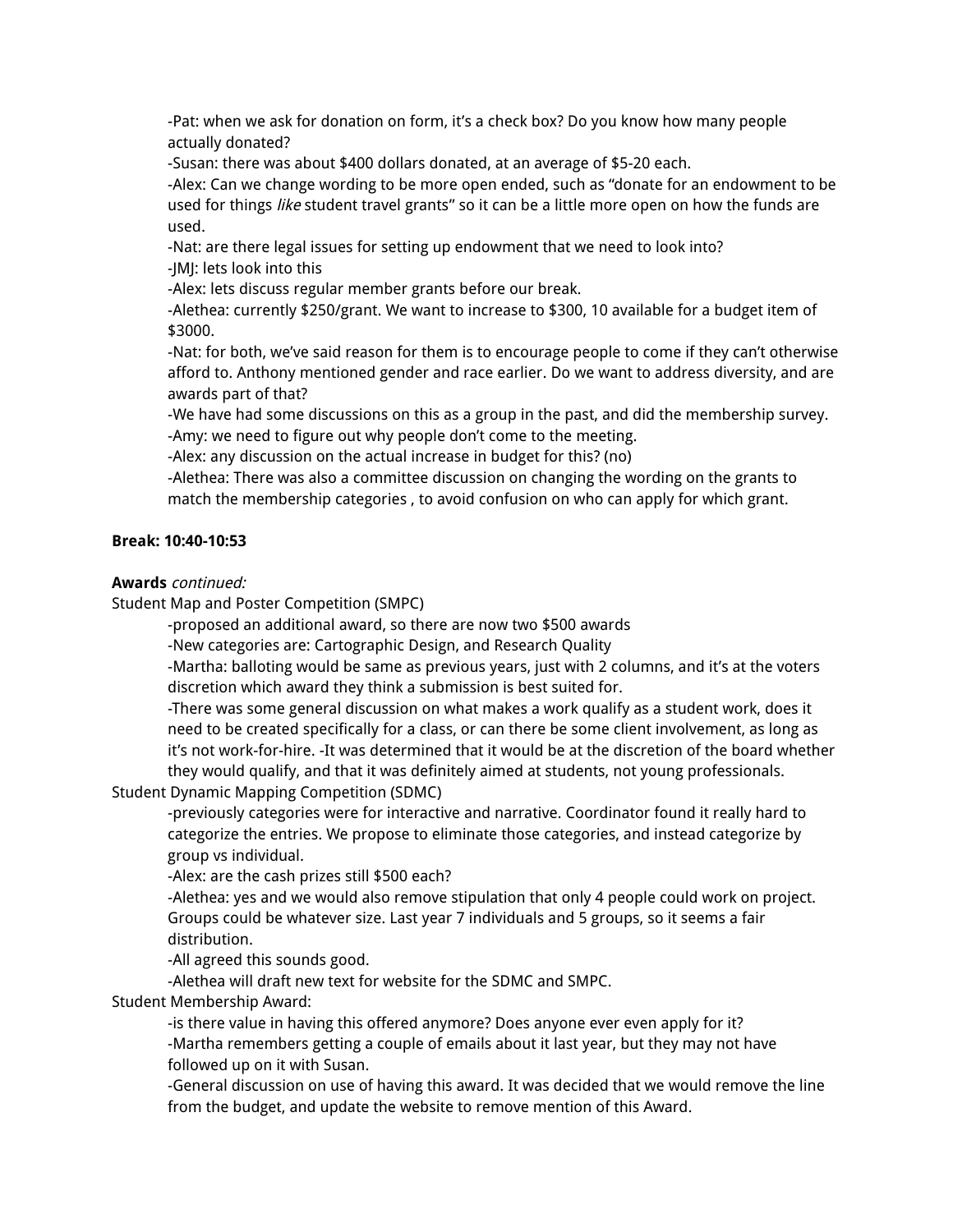-Pat: when we ask for donation on form, it's a check box? Do you know how many people actually donated?

-Susan: there was about $400 dollars donated, at an average of $5-20 each.

-Alex: Can we change wording to be more open ended, such as "donate for an endowment to be used for things *like* student travel grants" so it can be a little more open on how the funds are used.

-Nat: are there legal issues for setting up endowment that we need to look into?

-JMJ: lets look into this

-Alex: lets discuss regular member grants before our break.

-Alethea: currently $250/grant. We want to increase to $300, 10 available for a budget item of $3000.

-Nat: for both, we've said reason for them is to encourage people to come if they can't otherwise afford to. Anthony mentioned gender and race earlier. Do we want to address diversity, and are awards part of that?

-We have had some discussions on this as a group in the past, and did the membership survey.

-Amy: we need to figure out why people don't come to the meeting.

-Alex: any discussion on the actual increase in budget for this? (no)

-Alethea: There was also a committee discussion on changing the wording on the grants to match the membership categories , to avoid confusion on who can apply for which grant.

**Break: 10:40-10:53**

**Awards** *continued:*

Student Map and Poster Competition (SMPC)

-proposed an additional award, so there are now two $500 awards

-New categories are: Cartographic Design, and Research Quality

-Martha: balloting would be same as previous years, just with 2 columns, and it's at the voters discretion which award they think a submission is best suited for.

-There was some general discussion on what makes a work qualify as a student work, does it need to be created specifically for a class, or can there be some client involvement, as long as it's not work-for-hire. -It was determined that it would be at the discretion of the board whether they would qualify, and that it was definitely aimed at students, not young professionals.

Student Dynamic Mapping Competition (SDMC)

-previously categories were for interactive and narrative. Coordinator found it really hard to categorize the entries. We propose to eliminate those categories, and instead categorize by group vs individual.

-Alex: are the cash prizes still $500 each?

-Alethea: yes and we would also remove stipulation that only 4 people could work on project. Groups could be whatever size. Last year 7 individuals and 5 groups, so it seems a fair distribution.

-All agreed this sounds good.

-Alethea will draft new text for website for the SDMC and SMPC.

Student Membership Award:

-is there value in having this offered anymore? Does anyone ever even apply for it?

-Martha remembers getting a couple of emails about it last year, but they may not have followed up on it with Susan.

-General discussion on use of having this award. It was decided that we would remove the line from the budget, and update the website to remove mention of this Award.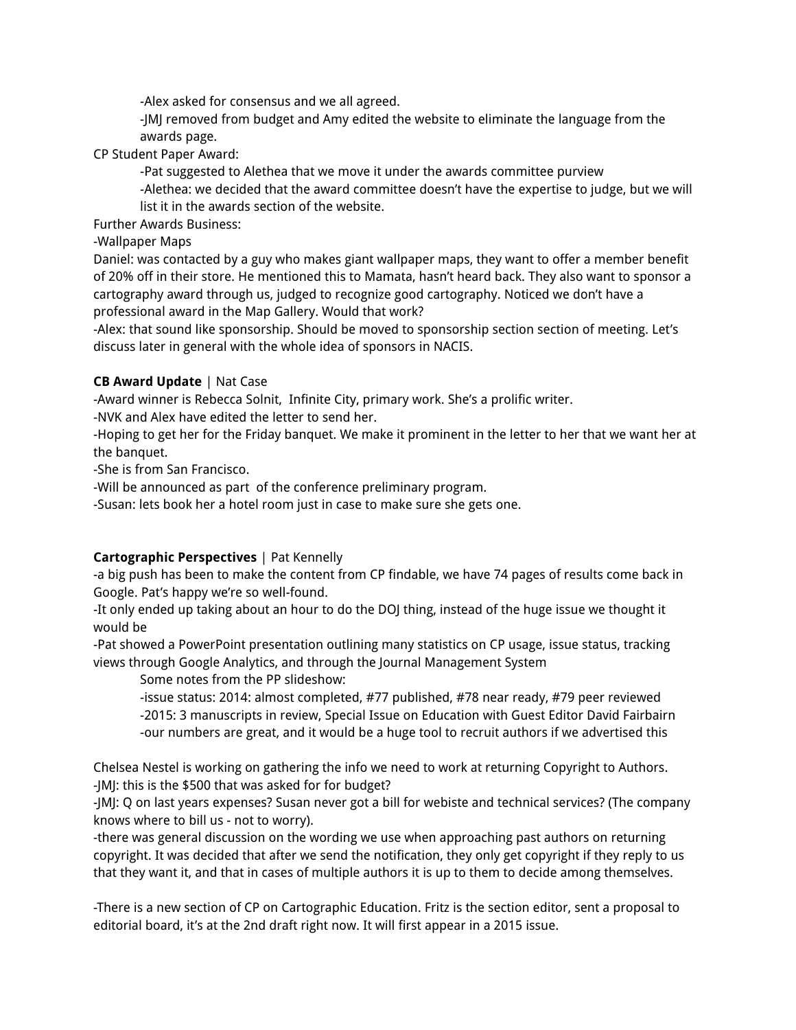-Alex asked for consensus and we all agreed.

-JMJ removed from budget and Amy edited the website to eliminate the language from the awards page.

CP Student Paper Award:

-Pat suggested to Alethea that we move it under the awards committee purview

-Alethea: we decided that the award committee doesn't have the expertise to judge, but we will list it in the awards section of the website.

Further Awards Business:

-Wallpaper Maps

Daniel: was contacted by a guy who makes giant wallpaper maps, they want to offer a member benefit of 20% off in their store. He mentioned this to Mamata, hasn't heard back. They also want to sponsor a cartography award through us, judged to recognize good cartography. Noticed we don't have a professional award in the Map Gallery. Would that work?

-Alex: that sound like sponsorship. Should be moved to sponsorship section section of meeting. Let's discuss later in general with the whole idea of sponsors in NACIS.

**CB Award Update** | Nat Case

-Award winner is Rebecca Solnit, Infinite City, primary work. She's a prolific writer.

-NVK and Alex have edited the letter to send her.

-Hoping to get her for the Friday banquet. We make it prominent in the letter to her that we want her at the banquet.

-She is from San Francisco.

-Will be announced as part of the conference preliminary program.

-Susan: lets book her a hotel room just in case to make sure she gets one.

**Cartographic Perspectives** | Pat Kennelly

-a big push has been to make the content from CP findable, we have 74 pages of results come back in Google. Pat's happy we're so well-found.

-It only ended up taking about an hour to do the DOJ thing, instead of the huge issue we thought it would be

-Pat showed a PowerPoint presentation outlining many statistics on CP usage, issue status, tracking views through Google Analytics, and through the Journal Management System

Some notes from the PP slideshow:

-issue status: 2014: almost completed, #77 published, #78 near ready, #79 peer reviewed

-2015: 3 manuscripts in review, Special Issue on Education with Guest Editor David Fairbairn

-our numbers are great, and it would be a huge tool to recruit authors if we advertised this

Chelsea Nestel is working on gathering the info we need to work at returning Copyright to Authors.

-JMJ: this is the $500 that was asked for for budget?

-JMJ: Q on last years expenses? Susan never got a bill for webiste and technical services? (The company knows where to bill us - not to worry).

-there was general discussion on the wording we use when approaching past authors on returning copyright. It was decided that after we send the notification, they only get copyright if they reply to us that they want it, and that in cases of multiple authors it is up to them to decide among themselves.

-There is a new section of CP on Cartographic Education. Fritz is the section editor, sent a proposal to editorial board, it's at the 2nd draft right now. It will first appear in a 2015 issue.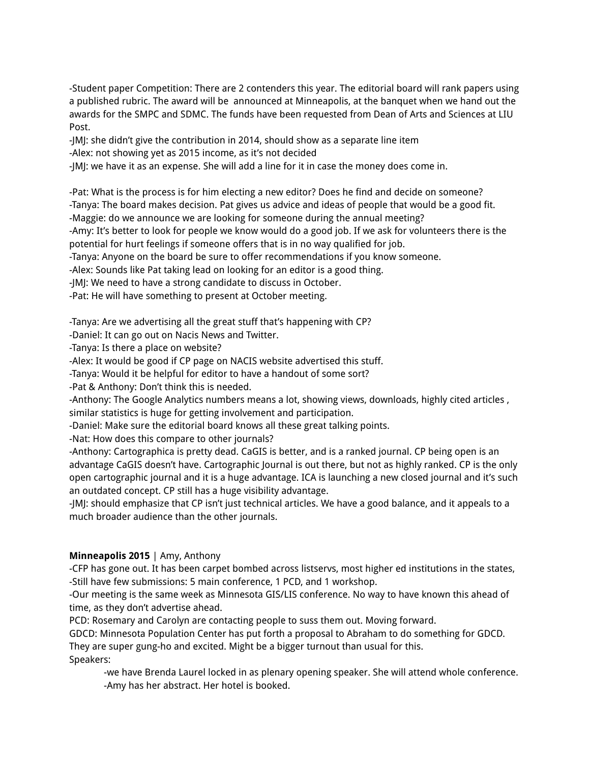-Student paper Competition: There are 2 contenders this year. The editorial board will rank papers using a published rubric. The award will be  announced at Minneapolis, at the banquet when we hand out the awards for the SMPC and SDMC. The funds have been requested from Dean of Arts and Sciences at LIU Post.
-JMJ: she didn't give the contribution in 2014, should show as a separate line item
-Alex: not showing yet as 2015 income, as it's not decided
-JMJ: we have it as an expense. She will add a line for it in case the money does come in.

-Pat: What is the process is for him electing a new editor? Does he find and decide on someone?
-Tanya: The board makes decision. Pat gives us advice and ideas of people that would be a good fit.
-Maggie: do we announce we are looking for someone during the annual meeting?
-Amy: It's better to look for people we know would do a good job. If we ask for volunteers there is the potential for hurt feelings if someone offers that is in no way qualified for job.
-Tanya: Anyone on the board be sure to offer recommendations if you know someone.
-Alex: Sounds like Pat taking lead on looking for an editor is a good thing.
-JMJ: We need to have a strong candidate to discuss in October.
-Pat: He will have something to present at October meeting.

-Tanya: Are we advertising all the great stuff that's happening with CP?
-Daniel: It can go out on Nacis News and Twitter.
-Tanya: Is there a place on website?
-Alex: It would be good if CP page on NACIS website advertised this stuff.
-Tanya: Would it be helpful for editor to have a handout of some sort?
-Pat & Anthony: Don't think this is needed.
-Anthony: The Google Analytics numbers means a lot, showing views, downloads, highly cited articles , similar statistics is huge for getting involvement and participation.
-Daniel: Make sure the editorial board knows all these great talking points.
-Nat: How does this compare to other journals?
-Anthony: Cartographica is pretty dead. CaGIS is better, and is a ranked journal. CP being open is an advantage CaGIS doesn't have. Cartographic Journal is out there, but not as highly ranked. CP is the only open cartographic journal and it is a huge advantage. ICA is launching a new closed journal and it's such an outdated concept. CP still has a huge visibility advantage.
-JMJ: should emphasize that CP isn't just technical articles. We have a good balance, and it appeals to a much broader audience than the other journals.

**Minneapolis 2015** | Amy, Anthony
-CFP has gone out. It has been carpet bombed across listservs, most higher ed institutions in the states,
-Still have few submissions: 5 main conference, 1 PCD, and 1 workshop.
-Our meeting is the same week as Minnesota GIS/LIS conference. No way to have known this ahead of time, as they don't advertise ahead.
PCD: Rosemary and Carolyn are contacting people to suss them out. Moving forward.
GDCD: Minnesota Population Center has put forth a proposal to Abraham to do something for GDCD. They are super gung-ho and excited. Might be a bigger turnout than usual for this.
Speakers:

- we have Brenda Laurel locked in as plenary opening speaker. She will attend whole conference.
- Amy has her abstract. Her hotel is booked.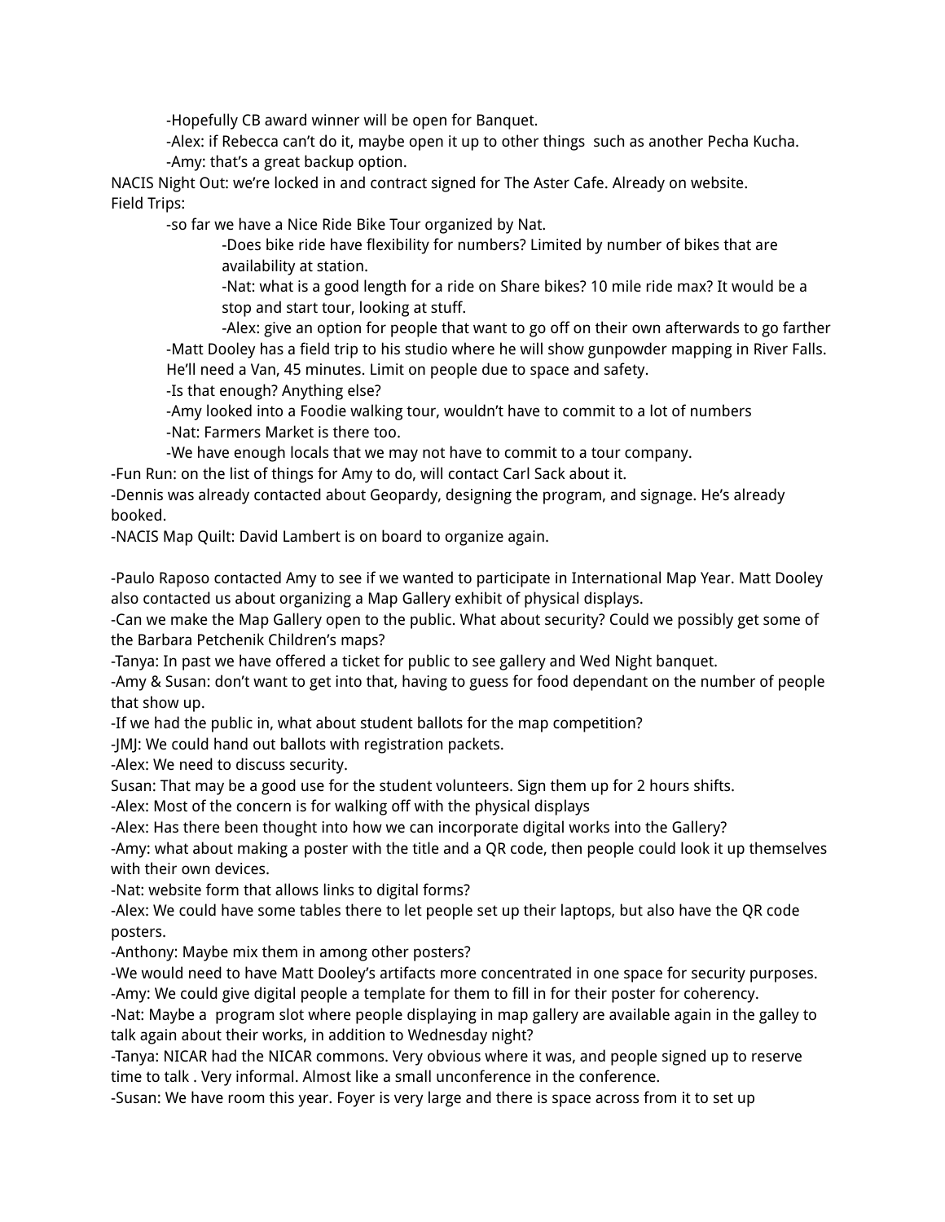- -Hopefully CB award winner will be open for Banquet.
- -Alex: if Rebecca can't do it, maybe open it up to other things such as another Pecha Kucha.
- -Amy: that's a great backup option.

NACIS Night Out: we're locked in and contract signed for The Aster Cafe. Already on website.

Field Trips:

- -so far we have a Nice Ride Bike Tour organized by Nat.
  - -Does bike ride have flexibility for numbers? Limited by number of bikes that are availability at station.
  - -Nat: what is a good length for a ride on Share bikes? 10 mile ride max? It would be a stop and start tour, looking at stuff.
  - -Alex: give an option for people that want to go off on their own afterwards to go farther
- -Matt Dooley has a field trip to his studio where he will show gunpowder mapping in River Falls. He'll need a Van, 45 minutes. Limit on people due to space and safety.
- -Is that enough? Anything else?
- -Amy looked into a Foodie walking tour, wouldn't have to commit to a lot of numbers
- -Nat: Farmers Market is there too.
- -We have enough locals that we may not have to commit to a tour company.

-Fun Run: on the list of things for Amy to do, will contact Carl Sack about it.

-Dennis was already contacted about Geopardy, designing the program, and signage. He's already booked.

-NACIS Map Quilt: David Lambert is on board to organize again.

-Paulo Raposo contacted Amy to see if we wanted to participate in International Map Year. Matt Dooley also contacted us about organizing a Map Gallery exhibit of physical displays.

-Can we make the Map Gallery open to the public. What about security? Could we possibly get some of the Barbara Petchenik Children's maps?

-Tanya: In past we have offered a ticket for public to see gallery and Wed Night banquet.

-Amy & Susan: don't want to get into that, having to guess for food dependant on the number of people that show up.

-If we had the public in, what about student ballots for the map competition?

-JMJ: We could hand out ballots with registration packets.

-Alex: We need to discuss security.

Susan: That may be a good use for the student volunteers. Sign them up for 2 hours shifts.

-Alex: Most of the concern is for walking off with the physical displays

-Alex: Has there been thought into how we can incorporate digital works into the Gallery?

-Amy: what about making a poster with the title and a QR code, then people could look it up themselves with their own devices.

-Nat: website form that allows links to digital forms?

-Alex: We could have some tables there to let people set up their laptops, but also have the QR code posters.

-Anthony: Maybe mix them in among other posters?

-We would need to have Matt Dooley's artifacts more concentrated in one space for security purposes.

-Amy: We could give digital people a template for them to fill in for their poster for coherency.

-Nat: Maybe a program slot where people displaying in map gallery are available again in the galley to talk again about their works, in addition to Wednesday night?

-Tanya: NICAR had the NICAR commons. Very obvious where it was, and people signed up to reserve time to talk . Very informal. Almost like a small unconference in the conference.

-Susan: We have room this year. Foyer is very large and there is space across from it to set up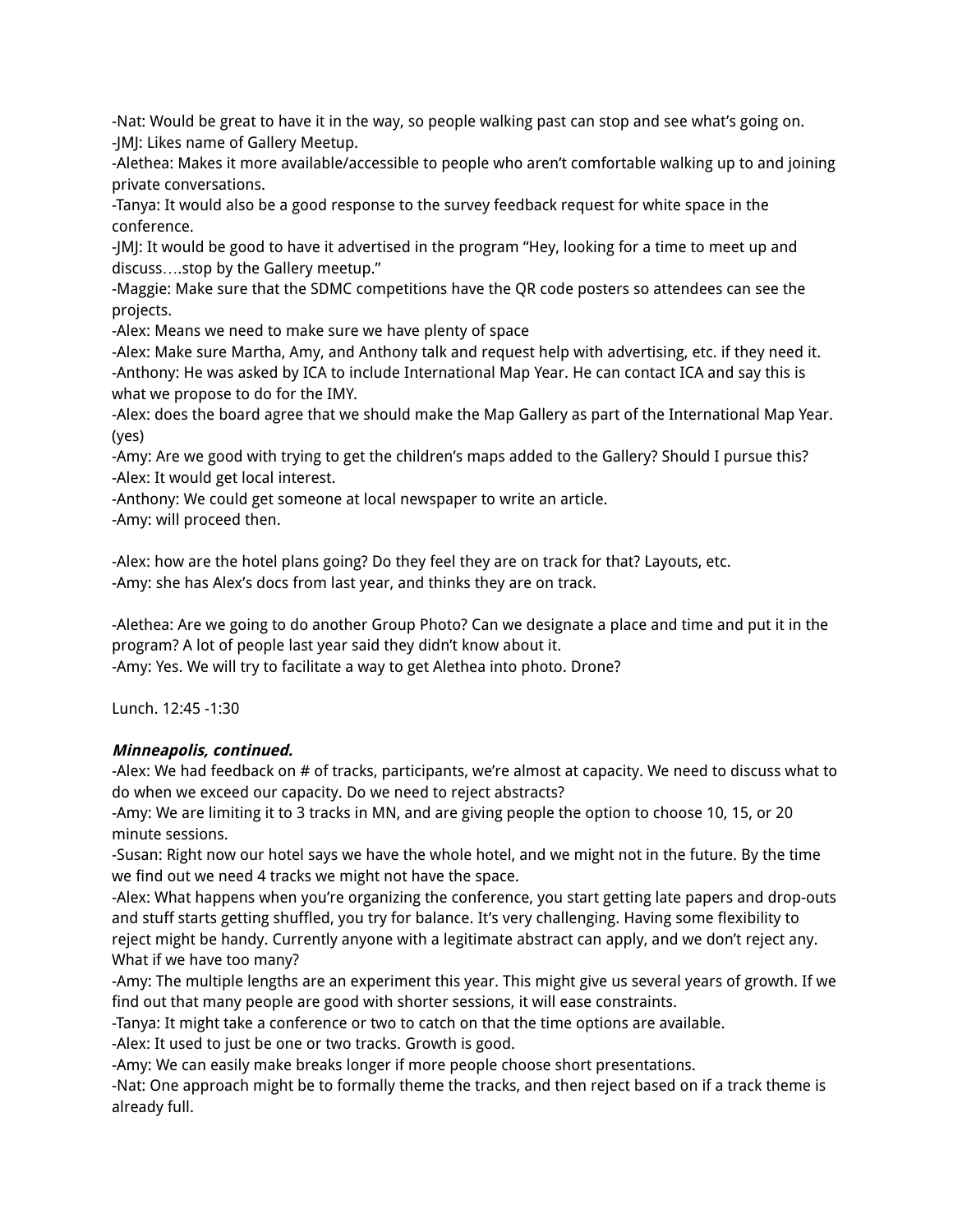-Nat: Would be great to have it in the way, so people walking past can stop and see what's going on.
-JMJ: Likes name of Gallery Meetup.
-Alethea: Makes it more available/accessible to people who aren't comfortable walking up to and joining private conversations.
-Tanya: It would also be a good response to the survey feedback request for white space in the conference.
-JMJ: It would be good to have it advertised in the program "Hey, looking for a time to meet up and discuss….stop by the Gallery meetup."
-Maggie: Make sure that the SDMC competitions have the QR code posters so attendees can see the projects.
-Alex: Means we need to make sure we have plenty of space
-Alex: Make sure Martha, Amy, and Anthony talk and request help with advertising, etc. if they need it.
-Anthony: He was asked by ICA to include International Map Year. He can contact ICA and say this is what we propose to do for the IMY.
-Alex: does the board agree that we should make the Map Gallery as part of the International Map Year. (yes)
-Amy: Are we good with trying to get the children's maps added to the Gallery? Should I pursue this?
-Alex: It would get local interest.
-Anthony: We could get someone at local newspaper to write an article.
-Amy: will proceed then.

-Alex: how are the hotel plans going? Do they feel they are on track for that? Layouts, etc.
-Amy: she has Alex's docs from last year, and thinks they are on track.

-Alethea: Are we going to do another Group Photo? Can we designate a place and time and put it in the program? A lot of people last year said they didn't know about it.
-Amy: Yes. We will try to facilitate a way to get Alethea into photo. Drone?

Lunch. 12:45 -1:30

***Minneapolis, continued.***
-Alex: We had feedback on # of tracks, participants, we're almost at capacity. We need to discuss what to do when we exceed our capacity. Do we need to reject abstracts?
-Amy: We are limiting it to 3 tracks in MN, and are giving people the option to choose 10, 15, or 20 minute sessions.
-Susan: Right now our hotel says we have the whole hotel, and we might not in the future. By the time we find out we need 4 tracks we might not have the space.
-Alex: What happens when you're organizing the conference, you start getting late papers and drop-outs and stuff starts getting shuffled, you try for balance. It's very challenging. Having some flexibility to reject might be handy. Currently anyone with a legitimate abstract can apply, and we don't reject any. What if we have too many?
-Amy: The multiple lengths are an experiment this year. This might give us several years of growth. If we find out that many people are good with shorter sessions, it will ease constraints.
-Tanya: It might take a conference or two to catch on that the time options are available.
-Alex: It used to just be one or two tracks. Growth is good.
-Amy: We can easily make breaks longer if more people choose short presentations.
-Nat: One approach might be to formally theme the tracks, and then reject based on if a track theme is already full.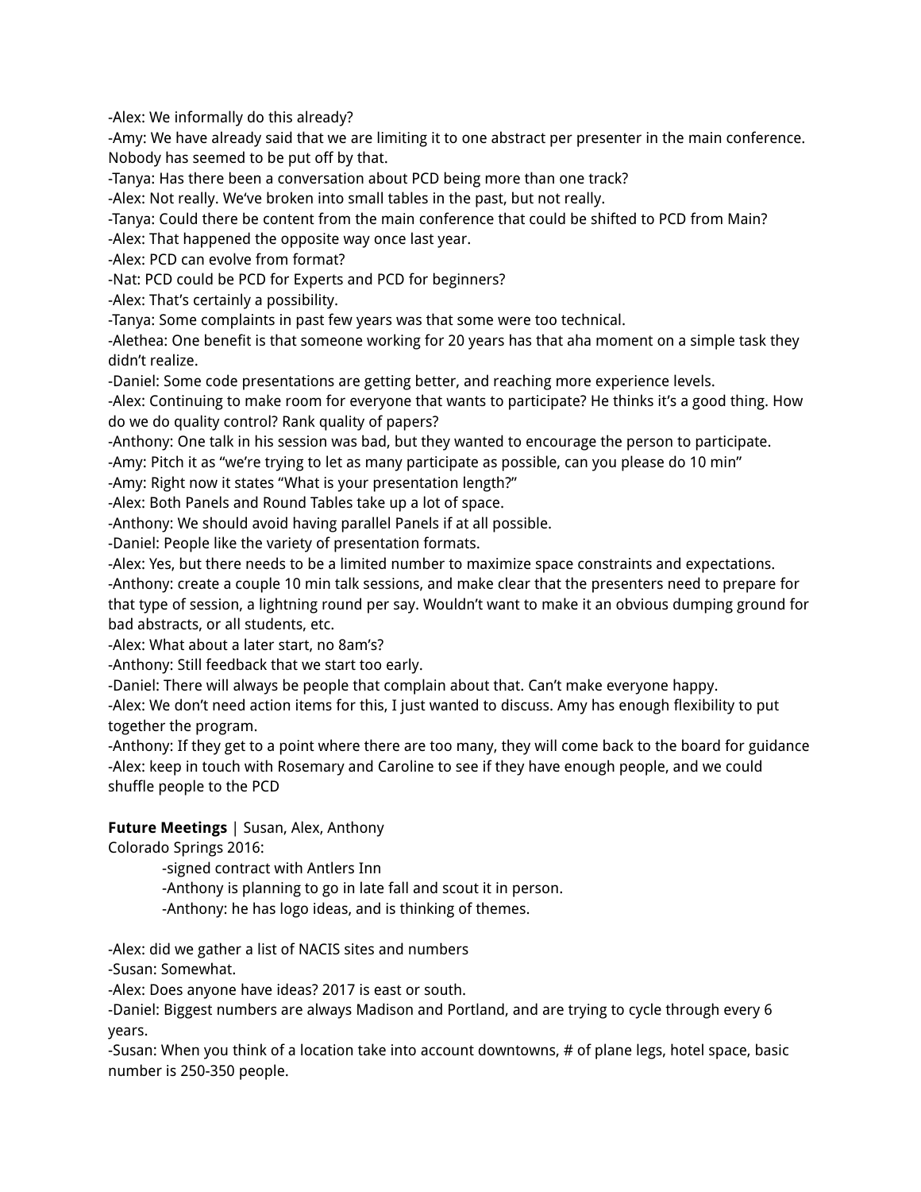-Alex: We informally do this already?
-Amy: We have already said that we are limiting it to one abstract per presenter in the main conference. Nobody has seemed to be put off by that.
-Tanya: Has there been a conversation about PCD being more than one track?
-Alex: Not really. We've broken into small tables in the past, but not really.
-Tanya: Could there be content from the main conference that could be shifted to PCD from Main?
-Alex: That happened the opposite way once last year.
-Alex: PCD can evolve from format?
-Nat: PCD could be PCD for Experts and PCD for beginners?
-Alex: That's certainly a possibility.
-Tanya: Some complaints in past few years was that some were too technical.
-Alethea: One benefit is that someone working for 20 years has that aha moment on a simple task they didn't realize.
-Daniel: Some code presentations are getting better, and reaching more experience levels.
-Alex: Continuing to make room for everyone that wants to participate? He thinks it's a good thing. How do we do quality control? Rank quality of papers?
-Anthony: One talk in his session was bad, but they wanted to encourage the person to participate.
-Amy: Pitch it as "we're trying to let as many participate as possible, can you please do 10 min"
-Amy: Right now it states "What is your presentation length?"
-Alex: Both Panels and Round Tables take up a lot of space.
-Anthony: We should avoid having parallel Panels if at all possible.
-Daniel: People like the variety of presentation formats.
-Alex: Yes, but there needs to be a limited number to maximize space constraints and expectations.
-Anthony: create a couple 10 min talk sessions, and make clear that the presenters need to prepare for that type of session, a lightning round per say. Wouldn't want to make it an obvious dumping ground for bad abstracts, or all students, etc.
-Alex: What about a later start, no 8am's?
-Anthony: Still feedback that we start too early.
-Daniel: There will always be people that complain about that. Can't make everyone happy.
-Alex: We don't need action items for this, I just wanted to discuss. Amy has enough flexibility to put together the program.
-Anthony: If they get to a point where there are too many, they will come back to the board for guidance
-Alex: keep in touch with Rosemary and Caroline to see if they have enough people, and we could shuffle people to the PCD

**Future Meetings** | Susan, Alex, Anthony
Colorado Springs 2016:

- -signed contract with Antlers Inn
- -Anthony is planning to go in late fall and scout it in person.
- -Anthony: he has logo ideas, and is thinking of themes.

-Alex: did we gather a list of NACIS sites and numbers
-Susan: Somewhat.
-Alex: Does anyone have ideas? 2017 is east or south.
-Daniel: Biggest numbers are always Madison and Portland, and are trying to cycle through every 6 years.
-Susan: When you think of a location take into account downtowns, # of plane legs, hotel space, basic number is 250-350 people.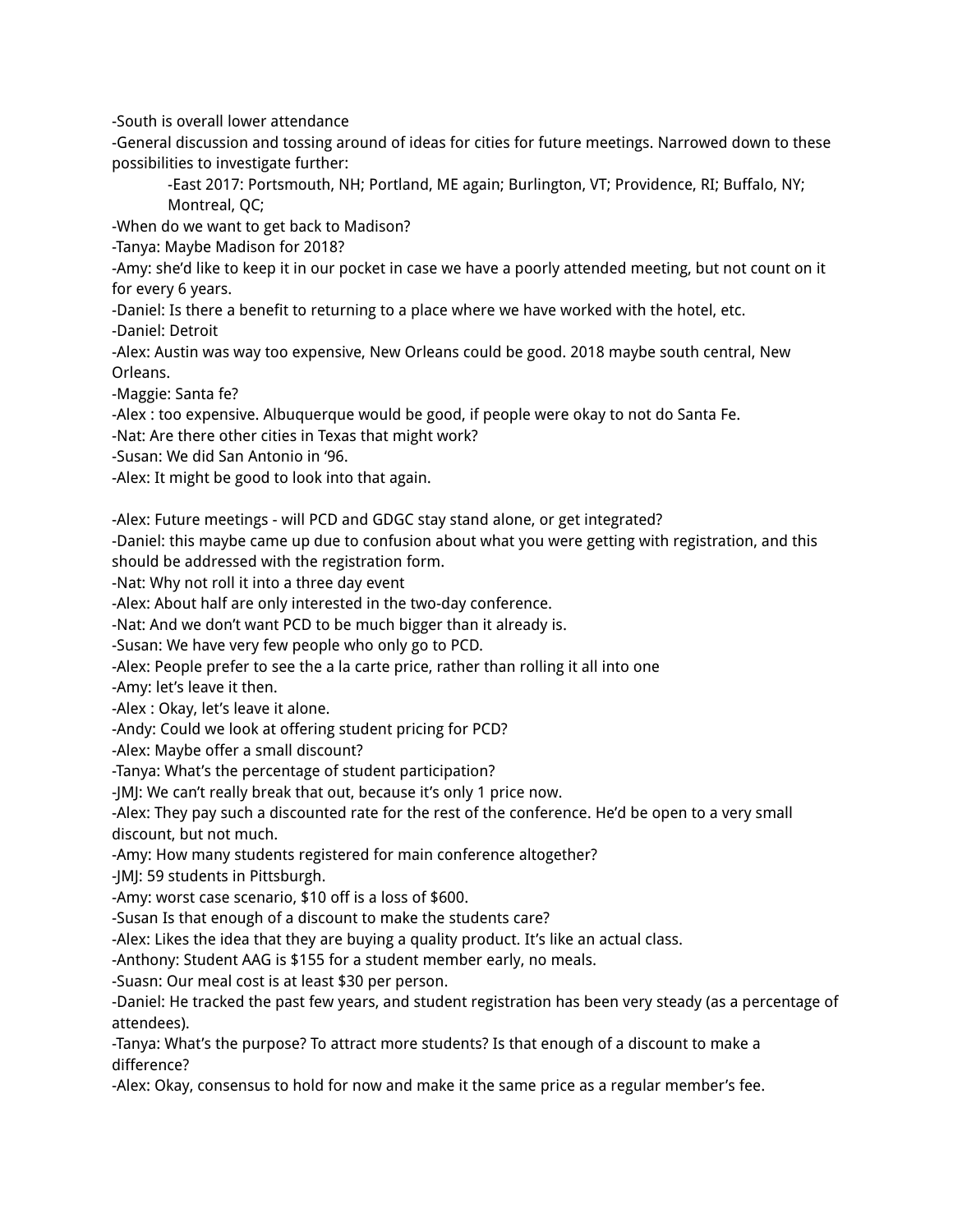-South is overall lower attendance

-General discussion and tossing around of ideas for cities for future meetings. Narrowed down to these possibilities to investigate further:

-East 2017: Portsmouth, NH; Portland, ME again; Burlington, VT; Providence, RI; Buffalo, NY; Montreal, QC;

-When do we want to get back to Madison?

-Tanya: Maybe Madison for 2018?

-Amy: she'd like to keep it in our pocket in case we have a poorly attended meeting, but not count on it for every 6 years.

-Daniel: Is there a benefit to returning to a place where we have worked with the hotel, etc.

-Daniel: Detroit

-Alex: Austin was way too expensive, New Orleans could be good. 2018 maybe south central, New Orleans.

-Maggie: Santa fe?

-Alex : too expensive. Albuquerque would be good, if people were okay to not do Santa Fe.

-Nat: Are there other cities in Texas that might work?

-Susan: We did San Antonio in '96.

-Alex: It might be good to look into that again.

-Alex: Future meetings - will PCD and GDGC stay stand alone, or get integrated?

-Daniel: this maybe came up due to confusion about what you were getting with registration, and this should be addressed with the registration form.

-Nat: Why not roll it into a three day event

-Alex: About half are only interested in the two-day conference.

-Nat: And we don't want PCD to be much bigger than it already is.

-Susan: We have very few people who only go to PCD.

-Alex: People prefer to see the a la carte price, rather than rolling it all into one

-Amy: let's leave it then.

-Alex : Okay, let's leave it alone.

-Andy: Could we look at offering student pricing for PCD?

-Alex: Maybe offer a small discount?

-Tanya: What's the percentage of student participation?

-JMJ: We can't really break that out, because it's only 1 price now.

-Alex: They pay such a discounted rate for the rest of the conference. He'd be open to a very small discount, but not much.

-Amy: How many students registered for main conference altogether?

-JMJ: 59 students in Pittsburgh.

-Amy: worst case scenario, $10 off is a loss of $600.

-Susan Is that enough of a discount to make the students care?

-Alex: Likes the idea that they are buying a quality product. It's like an actual class.

-Anthony: Student AAG is $155 for a student member early, no meals.

-Suasn: Our meal cost is at least $30 per person.

-Daniel: He tracked the past few years, and student registration has been very steady (as a percentage of attendees).

-Tanya: What's the purpose? To attract more students? Is that enough of a discount to make a difference?

-Alex: Okay, consensus to hold for now and make it the same price as a regular member's fee.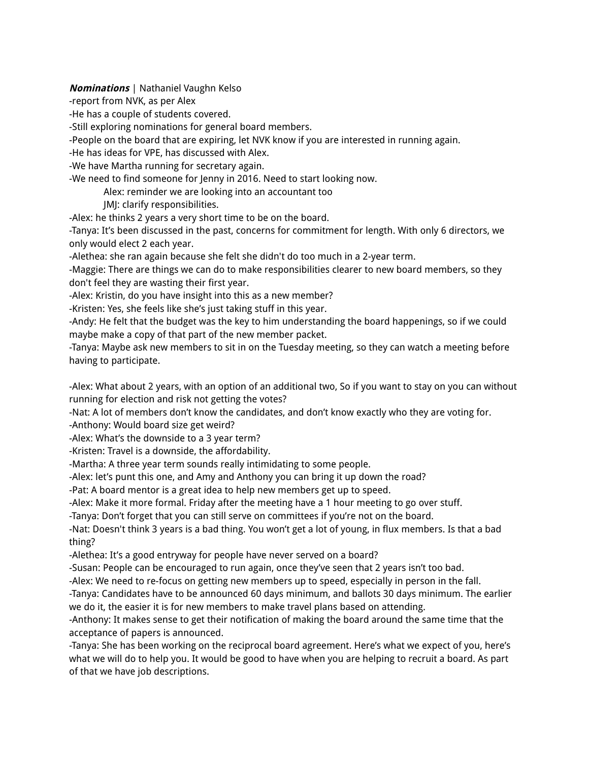***Nominations*** | Nathaniel Vaughn Kelso

-report from NVK, as per Alex
-He has a couple of students covered.
-Still exploring nominations for general board members.
-People on the board that are expiring, let NVK know if you are interested in running again.
-He has ideas for VPE, has discussed with Alex.
-We have Martha running for secretary again.
-We need to find someone for Jenny in 2016. Need to start looking now.

> Alex: reminder we are looking into an accountant too
> JMJ: clarify responsibilities.

-Alex: he thinks 2 years a very short time to be on the board.
-Tanya: It's been discussed in the past, concerns for commitment for length. With only 6 directors, we only would elect 2 each year.
-Alethea: she ran again because she felt she didn't do too much in a 2-year term.
-Maggie: There are things we can do to make responsibilities clearer to new board members, so they don't feel they are wasting their first year.
-Alex: Kristin, do you have insight into this as a new member?
-Kristen: Yes, she feels like she's just taking stuff in this year.
-Andy: He felt that the budget was the key to him understanding the board happenings, so if we could maybe make a copy of that part of the new member packet.
-Tanya: Maybe ask new members to sit in on the Tuesday meeting, so they can watch a meeting before having to participate.

-Alex: What about 2 years, with an option of an additional two, So if you want to stay on you can without running for election and risk not getting the votes?
-Nat: A lot of members don't know the candidates, and don't know exactly who they are voting for.
-Anthony: Would board size get weird?
-Alex: What's the downside to a 3 year term?
-Kristen: Travel is a downside, the affordability.
-Martha: A three year term sounds really intimidating to some people.
-Alex: let's punt this one, and Amy and Anthony you can bring it up down the road?
-Pat: A board mentor is a great idea to help new members get up to speed.
-Alex: Make it more formal. Friday after the meeting have a 1 hour meeting to go over stuff.
-Tanya: Don't forget that you can still serve on committees if you're not on the board.
-Nat: Doesn't think 3 years is a bad thing. You won't get a lot of young, in flux members. Is that a bad thing?
-Alethea: It's a good entryway for people have never served on a board?
-Susan: People can be encouraged to run again, once they've seen that 2 years isn't too bad.
-Alex: We need to re-focus on getting new members up to speed, especially in person in the fall.
-Tanya: Candidates have to be announced 60 days minimum, and ballots 30 days minimum. The earlier we do it, the easier it is for new members to make travel plans based on attending.
-Anthony: It makes sense to get their notification of making the board around the same time that the acceptance of papers is announced.
-Tanya: She has been working on the reciprocal board agreement. Here's what we expect of you, here's what we will do to help you. It would be good to have when you are helping to recruit a board. As part of that we have job descriptions.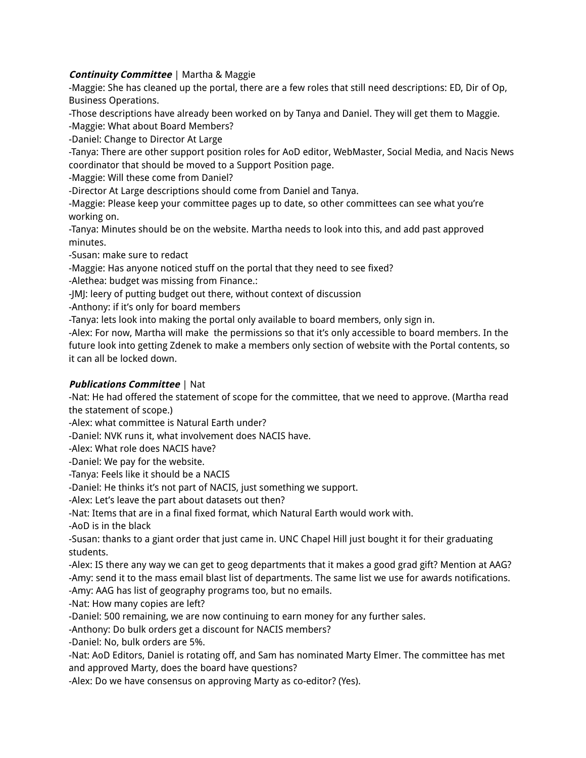***Continuity Committee*** | Martha & Maggie

-Maggie: She has cleaned up the portal, there are a few roles that still need descriptions: ED, Dir of Op, Business Operations.

-Those descriptions have already been worked on by Tanya and Daniel. They will get them to Maggie.

-Maggie: What about Board Members?

-Daniel: Change to Director At Large

-Tanya: There are other support position roles for AoD editor, WebMaster, Social Media, and Nacis News coordinator that should be moved to a Support Position page.

-Maggie: Will these come from Daniel?

-Director At Large descriptions should come from Daniel and Tanya.

-Maggie: Please keep your committee pages up to date, so other committees can see what you're working on.

-Tanya: Minutes should be on the website. Martha needs to look into this, and add past approved minutes.

-Susan: make sure to redact

-Maggie: Has anyone noticed stuff on the portal that they need to see fixed?

-Alethea: budget was missing from Finance.:

-JMJ: leery of putting budget out there, without context of discussion

-Anthony: if it's only for board members

-Tanya: lets look into making the portal only available to board members, only sign in.

-Alex: For now, Martha will make the permissions so that it's only accessible to board members. In the future look into getting Zdenek to make a members only section of website with the Portal contents, so it can all be locked down.

***Publications Committee*** | Nat

-Nat: He had offered the statement of scope for the committee, that we need to approve. (Martha read the statement of scope.)

-Alex: what committee is Natural Earth under?

-Daniel: NVK runs it, what involvement does NACIS have.

-Alex: What role does NACIS have?

-Daniel: We pay for the website.

-Tanya: Feels like it should be a NACIS

-Daniel: He thinks it's not part of NACIS, just something we support.

-Alex: Let's leave the part about datasets out then?

-Nat: Items that are in a final fixed format, which Natural Earth would work with.

-AoD is in the black

-Susan: thanks to a giant order that just came in. UNC Chapel Hill just bought it for their graduating students.

-Alex: IS there any way we can get to geog departments that it makes a good grad gift? Mention at AAG?

-Amy: send it to the mass email blast list of departments. The same list we use for awards notifications.

-Amy: AAG has list of geography programs too, but no emails.

-Nat: How many copies are left?

-Daniel: 500 remaining, we are now continuing to earn money for any further sales.

-Anthony: Do bulk orders get a discount for NACIS members?

-Daniel: No, bulk orders are 5%.

-Nat: AoD Editors, Daniel is rotating off, and Sam has nominated Marty Elmer. The committee has met and approved Marty, does the board have questions?

-Alex: Do we have consensus on approving Marty as co-editor? (Yes).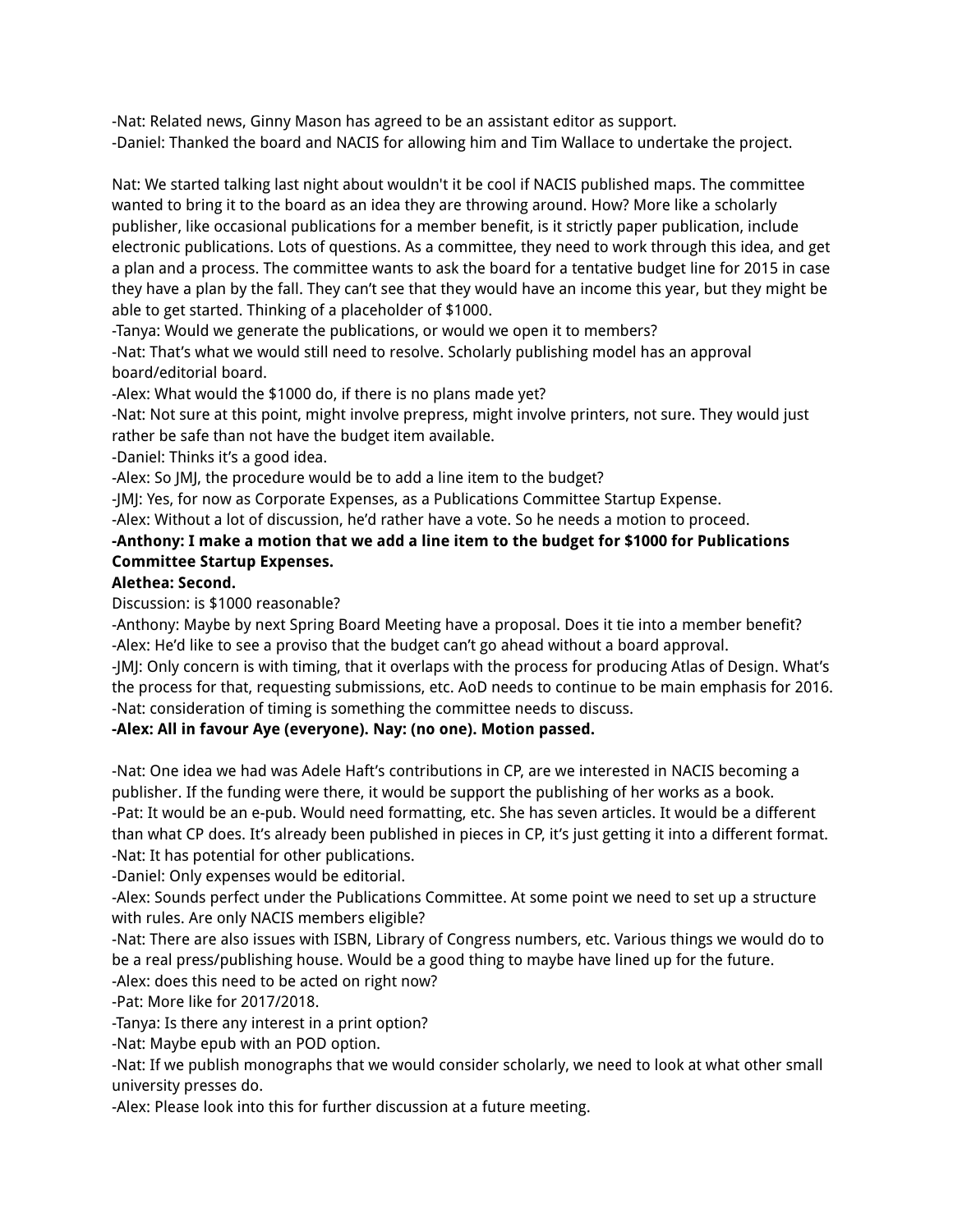-Nat: Related news, Ginny Mason has agreed to be an assistant editor as support.
-Daniel: Thanked the board and NACIS for allowing him and Tim Wallace to undertake the project.

Nat: We started talking last night about wouldn't it be cool if NACIS published maps. The committee wanted to bring it to the board as an idea they are throwing around. How? More like a scholarly publisher, like occasional publications for a member benefit, is it strictly paper publication, include electronic publications. Lots of questions. As a committee, they need to work through this idea, and get a plan and a process. The committee wants to ask the board for a tentative budget line for 2015 in case they have a plan by the fall. They can't see that they would have an income this year, but they might be able to get started. Thinking of a placeholder of $1000.
-Tanya: Would we generate the publications, or would we open it to members?
-Nat: That's what we would still need to resolve. Scholarly publishing model has an approval board/editorial board.
-Alex: What would the $1000 do, if there is no plans made yet?
-Nat: Not sure at this point, might involve prepress, might involve printers, not sure. They would just rather be safe than not have the budget item available.
-Daniel: Thinks it's a good idea.
-Alex: So JMJ, the procedure would be to add a line item to the budget?
-JMJ: Yes, for now as Corporate Expenses, as a Publications Committee Startup Expense.
-Alex: Without a lot of discussion, he'd rather have a vote. So he needs a motion to proceed.
**-Anthony: I make a motion that we add a line item to the budget for $1000 for Publications Committee Startup Expenses.**
**Alethea: Second.**
Discussion: is $1000 reasonable?
-Anthony: Maybe by next Spring Board Meeting have a proposal. Does it tie into a member benefit?
-Alex: He'd like to see a proviso that the budget can't go ahead without a board approval.
-JMJ: Only concern is with timing, that it overlaps with the process for producing Atlas of Design. What's the process for that, requesting submissions, etc. AoD needs to continue to be main emphasis for 2016.
-Nat: consideration of timing is something the committee needs to discuss.
**-Alex: All in favour Aye (everyone). Nay: (no one). Motion passed.**

-Nat: One idea we had was Adele Haft's contributions in CP, are we interested in NACIS becoming a publisher. If the funding were there, it would be support the publishing of her works as a book.
-Pat: It would be an e-pub. Would need formatting, etc. She has seven articles. It would be a different than what CP does. It's already been published in pieces in CP, it's just getting it into a different format.
-Nat: It has potential for other publications.
-Daniel: Only expenses would be editorial.
-Alex: Sounds perfect under the Publications Committee. At some point we need to set up a structure with rules. Are only NACIS members eligible?
-Nat: There are also issues with ISBN, Library of Congress numbers, etc. Various things we would do to be a real press/publishing house. Would be a good thing to maybe have lined up for the future.
-Alex: does this need to be acted on right now?
-Pat: More like for 2017/2018.
-Tanya: Is there any interest in a print option?
-Nat: Maybe epub with an POD option.
-Nat: If we publish monographs that we would consider scholarly, we need to look at what other small university presses do.
-Alex: Please look into this for further discussion at a future meeting.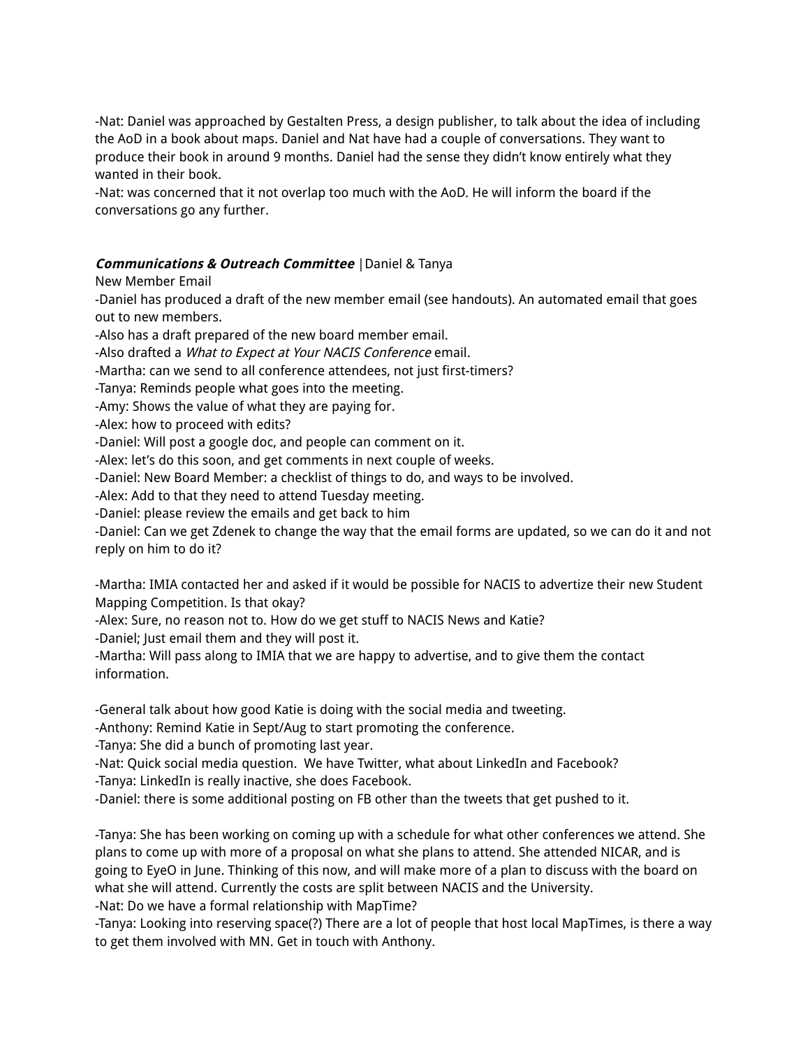-Nat: Daniel was approached by Gestalten Press, a design publisher, to talk about the idea of including the AoD in a book about maps. Daniel and Nat have had a couple of conversations. They want to produce their book in around 9 months. Daniel had the sense they didn't know entirely what they wanted in their book.
-Nat: was concerned that it not overlap too much with the AoD. He will inform the board if the conversations go any further.

***Communications & Outreach Committee*** |Daniel & Tanya
New Member Email
-Daniel has produced a draft of the new member email (see handouts). An automated email that goes out to new members.
-Also has a draft prepared of the new board member email.
-Also drafted a *What to Expect at Your NACIS Conference* email.
-Martha: can we send to all conference attendees, not just first-timers?
-Tanya: Reminds people what goes into the meeting.
-Amy: Shows the value of what they are paying for.
-Alex: how to proceed with edits?
-Daniel: Will post a google doc, and people can comment on it.
-Alex: let's do this soon, and get comments in next couple of weeks.
-Daniel: New Board Member: a checklist of things to do, and ways to be involved.
-Alex: Add to that they need to attend Tuesday meeting.
-Daniel: please review the emails and get back to him
-Daniel: Can we get Zdenek to change the way that the email forms are updated, so we can do it and not reply on him to do it?

-Martha: IMIA contacted her and asked if it would be possible for NACIS to advertize their new Student Mapping Competition. Is that okay?
-Alex: Sure, no reason not to. How do we get stuff to NACIS News and Katie?
-Daniel; Just email them and they will post it.
-Martha: Will pass along to IMIA that we are happy to advertise, and to give them the contact information.

-General talk about how good Katie is doing with the social media and tweeting.
-Anthony: Remind Katie in Sept/Aug to start promoting the conference.
-Tanya: She did a bunch of promoting last year.
-Nat: Quick social media question. We have Twitter, what about LinkedIn and Facebook?
-Tanya: LinkedIn is really inactive, she does Facebook.
-Daniel: there is some additional posting on FB other than the tweets that get pushed to it.

-Tanya: She has been working on coming up with a schedule for what other conferences we attend. She plans to come up with more of a proposal on what she plans to attend. She attended NICAR, and is going to EyeO in June. Thinking of this now, and will make more of a plan to discuss with the board on what she will attend. Currently the costs are split between NACIS and the University.
-Nat: Do we have a formal relationship with MapTime?
-Tanya: Looking into reserving space(?) There are a lot of people that host local MapTimes, is there a way to get them involved with MN. Get in touch with Anthony.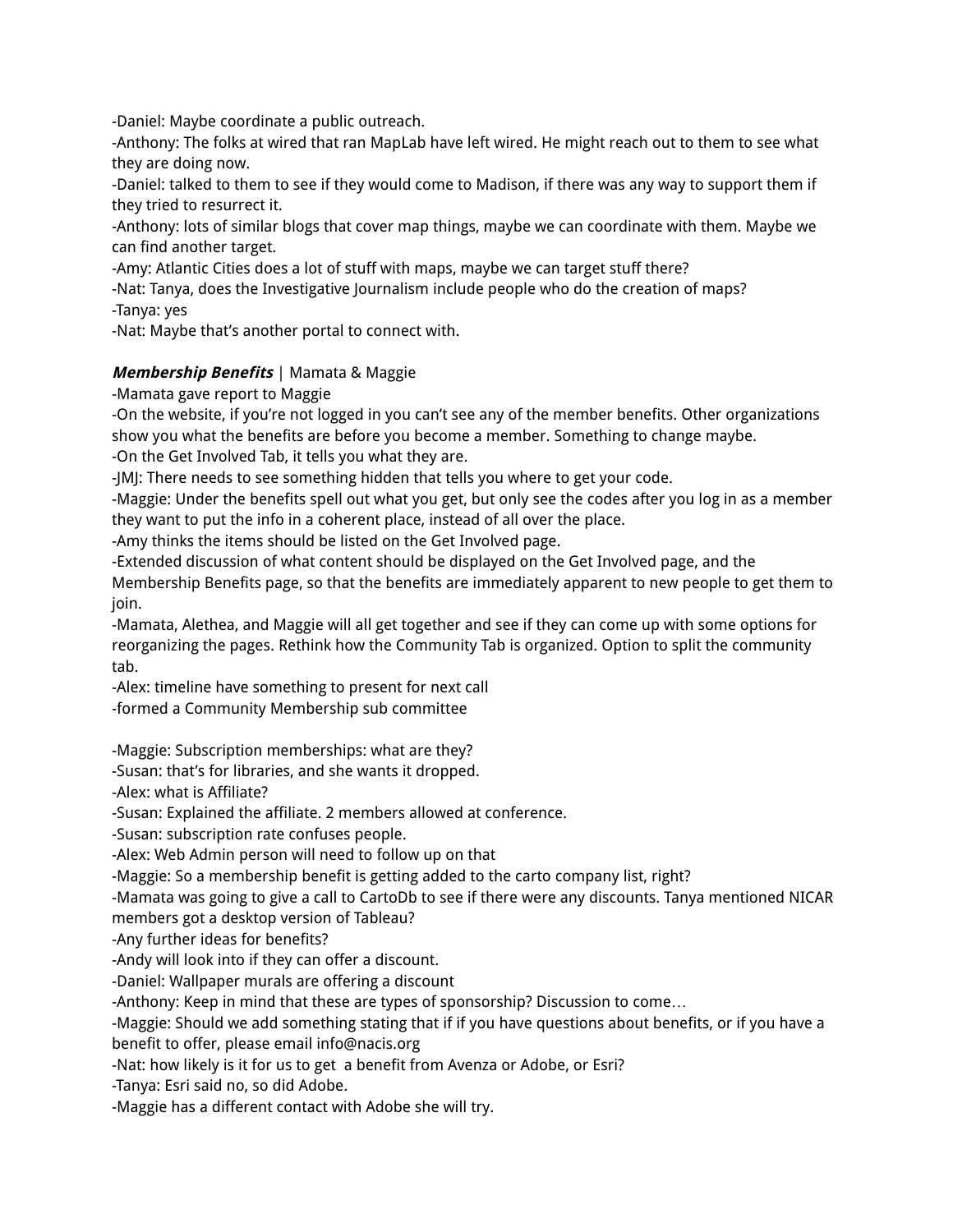-Daniel: Maybe coordinate a public outreach.
-Anthony: The folks at wired that ran MapLab have left wired. He might reach out to them to see what they are doing now.
-Daniel: talked to them to see if they would come to Madison, if there was any way to support them if they tried to resurrect it.
-Anthony: lots of similar blogs that cover map things, maybe we can coordinate with them. Maybe we can find another target.
-Amy: Atlantic Cities does a lot of stuff with maps, maybe we can target stuff there?
-Nat: Tanya, does the Investigative Journalism include people who do the creation of maps?
-Tanya: yes
-Nat: Maybe that's another portal to connect with.

***Membership Benefits*** | Mamata & Maggie
-Mamata gave report to Maggie
-On the website, if you're not logged in you can't see any of the member benefits. Other organizations show you what the benefits are before you become a member. Something to change maybe.
-On the Get Involved Tab, it tells you what they are.
-JMJ: There needs to see something hidden that tells you where to get your code.
-Maggie: Under the benefits spell out what you get, but only see the codes after you log in as a member they want to put the info in a coherent place, instead of all over the place.
-Amy thinks the items should be listed on the Get Involved page.
-Extended discussion of what content should be displayed on the Get Involved page, and the Membership Benefits page, so that the benefits are immediately apparent to new people to get them to join.
-Mamata, Alethea, and Maggie will all get together and see if they can come up with some options for reorganizing the pages. Rethink how the Community Tab is organized. Option to split the community tab.
-Alex: timeline have something to present for next call
-formed a Community Membership sub committee

-Maggie: Subscription memberships: what are they?
-Susan: that's for libraries, and she wants it dropped.
-Alex: what is Affiliate?
-Susan: Explained the affiliate. 2 members allowed at conference.
-Susan: subscription rate confuses people.
-Alex: Web Admin person will need to follow up on that
-Maggie: So a membership benefit is getting added to the carto company list, right?
-Mamata was going to give a call to CartoDb to see if there were any discounts. Tanya mentioned NICAR members got a desktop version of Tableau?
-Any further ideas for benefits?
-Andy will look into if they can offer a discount.
-Daniel: Wallpaper murals are offering a discount
-Anthony: Keep in mind that these are types of sponsorship? Discussion to come…
-Maggie: Should we add something stating that if if you have questions about benefits, or if you have a benefit to offer, please email info@nacis.org
-Nat: how likely is it for us to get  a benefit from Avenza or Adobe, or Esri?
-Tanya: Esri said no, so did Adobe.
-Maggie has a different contact with Adobe she will try.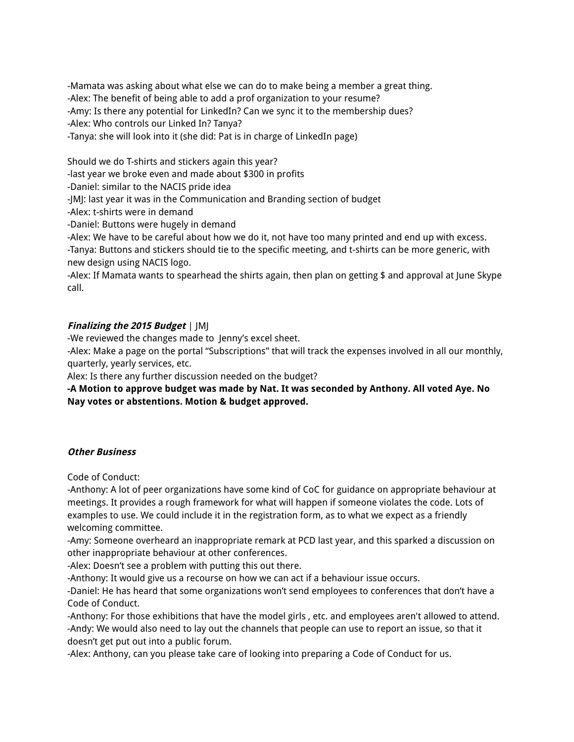-Mamata was asking about what else we can do to make being a member a great thing.
-Alex: The benefit of being able to add a prof organization to your resume?
-Amy: Is there any potential for LinkedIn? Can we sync it to the membership dues?
-Alex: Who controls our Linked In? Tanya?
-Tanya: she will look into it (she did: Pat is in charge of LinkedIn page)

Should we do T-shirts and stickers again this year?
-last year we broke even and made about $300 in profits
-Daniel: similar to the NACIS pride idea
-JMJ: last year it was in the Communication and Branding section of budget
-Alex: t-shirts were in demand
-Daniel: Buttons were hugely in demand
-Alex: We have to be careful about how we do it, not have too many printed and end up with excess.
-Tanya: Buttons and stickers should tie to the specific meeting, and t-shirts can be more generic, with new design using NACIS logo.
-Alex: If Mamata wants to spearhead the shirts again, then plan on getting $ and approval at June Skype call.

***Finalizing the 2015 Budget*** | JMJ
-We reviewed the changes made to  Jenny's excel sheet.
-Alex: Make a page on the portal "Subscriptions" that will track the expenses involved in all our monthly, quarterly, yearly services, etc.
Alex: Is there any further discussion needed on the budget?
**-A Motion to approve budget was made by Nat. It was seconded by Anthony. All voted Aye. No Nay votes or abstentions. Motion & budget approved.**

***Other Business***

Code of Conduct:
-Anthony: A lot of peer organizations have some kind of CoC for guidance on appropriate behaviour at meetings. It provides a rough framework for what will happen if someone violates the code. Lots of examples to use. We could include it in the registration form, as to what we expect as a friendly welcoming committee.
-Amy: Someone overheard an inappropriate remark at PCD last year, and this sparked a discussion on other inappropriate behaviour at other conferences.
-Alex: Doesn't see a problem with putting this out there.
-Anthony: It would give us a recourse on how we can act if a behaviour issue occurs.
-Daniel: He has heard that some organizations won't send employees to conferences that don't have a Code of Conduct.
-Anthony: For those exhibitions that have the model girls , etc. and employees aren't allowed to attend.
-Andy: We would also need to lay out the channels that people can use to report an issue, so that it doesn't get put out into a public forum.
-Alex: Anthony, can you please take care of looking into preparing a Code of Conduct for us.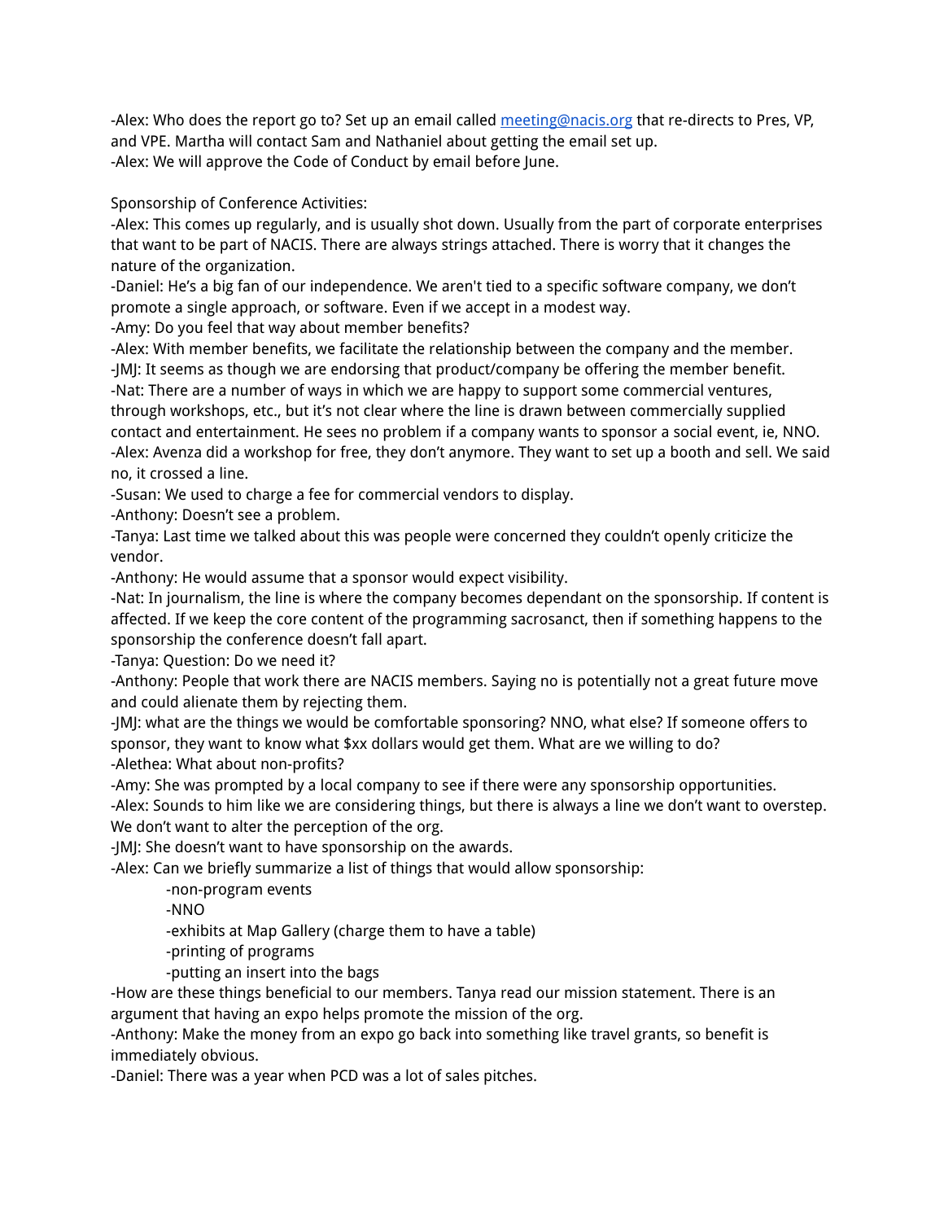-Alex: Who does the report go to? Set up an email called meeting@nacis.org that re-directs to Pres, VP, and VPE. Martha will contact Sam and Nathaniel about getting the email set up.
-Alex: We will approve the Code of Conduct by email before June.

Sponsorship of Conference Activities:
-Alex: This comes up regularly, and is usually shot down. Usually from the part of corporate enterprises that want to be part of NACIS. There are always strings attached. There is worry that it changes the nature of the organization.
-Daniel: He's a big fan of our independence. We aren't tied to a specific software company, we don't promote a single approach, or software. Even if we accept in a modest way.
-Amy: Do you feel that way about member benefits?
-Alex: With member benefits, we facilitate the relationship between the company and the member.
-JMJ: It seems as though we are endorsing that product/company be offering the member benefit.
-Nat: There are a number of ways in which we are happy to support some commercial ventures, through workshops, etc., but it's not clear where the line is drawn between commercially supplied contact and entertainment. He sees no problem if a company wants to sponsor a social event, ie, NNO.
-Alex: Avenza did a workshop for free, they don't anymore. They want to set up a booth and sell. We said no, it crossed a line.
-Susan: We used to charge a fee for commercial vendors to display.
-Anthony: Doesn't see a problem.
-Tanya: Last time we talked about this was people were concerned they couldn't openly criticize the vendor.
-Anthony: He would assume that a sponsor would expect visibility.
-Nat: In journalism, the line is where the company becomes dependant on the sponsorship. If content is affected. If we keep the core content of the programming sacrosanct, then if something happens to the sponsorship the conference doesn't fall apart.
-Tanya: Question: Do we need it?
-Anthony: People that work there are NACIS members. Saying no is potentially not a great future move and could alienate them by rejecting them.
-JMJ: what are the things we would be comfortable sponsoring? NNO, what else? If someone offers to sponsor, they want to know what $xx dollars would get them. What are we willing to do?
-Alethea: What about non-profits?
-Amy: She was prompted by a local company to see if there were any sponsorship opportunities.
-Alex: Sounds to him like we are considering things, but there is always a line we don't want to overstep. We don't want to alter the perception of the org.
-JMJ: She doesn't want to have sponsorship on the awards.
-Alex: Can we briefly summarize a list of things that would allow sponsorship:

- -non-program events
- -NNO
- -exhibits at Map Gallery (charge them to have a table)
- -printing of programs
- -putting an insert into the bags

-How are these things beneficial to our members. Tanya read our mission statement. There is an argument that having an expo helps promote the mission of the org.
-Anthony: Make the money from an expo go back into something like travel grants, so benefit is immediately obvious.
-Daniel: There was a year when PCD was a lot of sales pitches.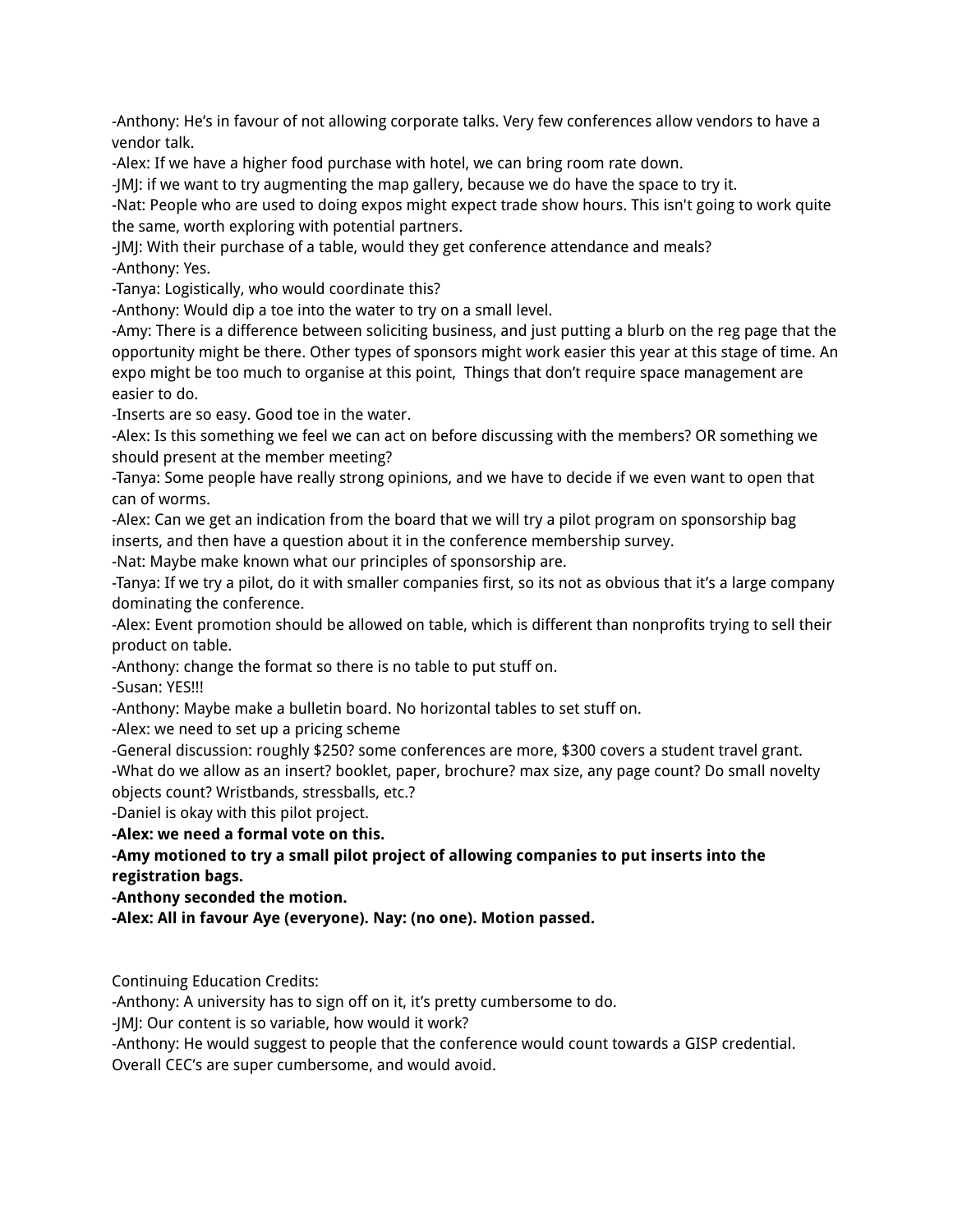-Anthony: He's in favour of not allowing corporate talks. Very few conferences allow vendors to have a vendor talk.

-Alex: If we have a higher food purchase with hotel, we can bring room rate down.

-JMJ: if we want to try augmenting the map gallery, because we do have the space to try it.

-Nat: People who are used to doing expos might expect trade show hours. This isn't going to work quite the same, worth exploring with potential partners.

-JMJ: With their purchase of a table, would they get conference attendance and meals?

-Anthony: Yes.

-Tanya: Logistically, who would coordinate this?

-Anthony: Would dip a toe into the water to try on a small level.

-Amy: There is a difference between soliciting business, and just putting a blurb on the reg page that the opportunity might be there. Other types of sponsors might work easier this year at this stage of time. An expo might be too much to organise at this point, Things that don't require space management are easier to do.

-Inserts are so easy. Good toe in the water.

-Alex: Is this something we feel we can act on before discussing with the members? OR something we should present at the member meeting?

-Tanya: Some people have really strong opinions, and we have to decide if we even want to open that can of worms.

-Alex: Can we get an indication from the board that we will try a pilot program on sponsorship bag inserts, and then have a question about it in the conference membership survey.

-Nat: Maybe make known what our principles of sponsorship are.

-Tanya: If we try a pilot, do it with smaller companies first, so its not as obvious that it's a large company dominating the conference.

-Alex: Event promotion should be allowed on table, which is different than nonprofits trying to sell their product on table.

-Anthony: change the format so there is no table to put stuff on.

-Susan: YES!!!

-Anthony: Maybe make a bulletin board. No horizontal tables to set stuff on.

-Alex: we need to set up a pricing scheme

-General discussion: roughly $250? some conferences are more, $300 covers a student travel grant.

-What do we allow as an insert? booklet, paper, brochure? max size, any page count? Do small novelty objects count? Wristbands, stressballs, etc.?

-Daniel is okay with this pilot project.

**-Alex: we need a formal vote on this.**

**-Amy motioned to try a small pilot project of allowing companies to put inserts into the registration bags.**

**-Anthony seconded the motion.**

**-Alex: All in favour Aye (everyone). Nay: (no one). Motion passed.**

Continuing Education Credits:

-Anthony: A university has to sign off on it, it's pretty cumbersome to do.

-JMJ: Our content is so variable, how would it work?

-Anthony: He would suggest to people that the conference would count towards a GISP credential. Overall CEC's are super cumbersome, and would avoid.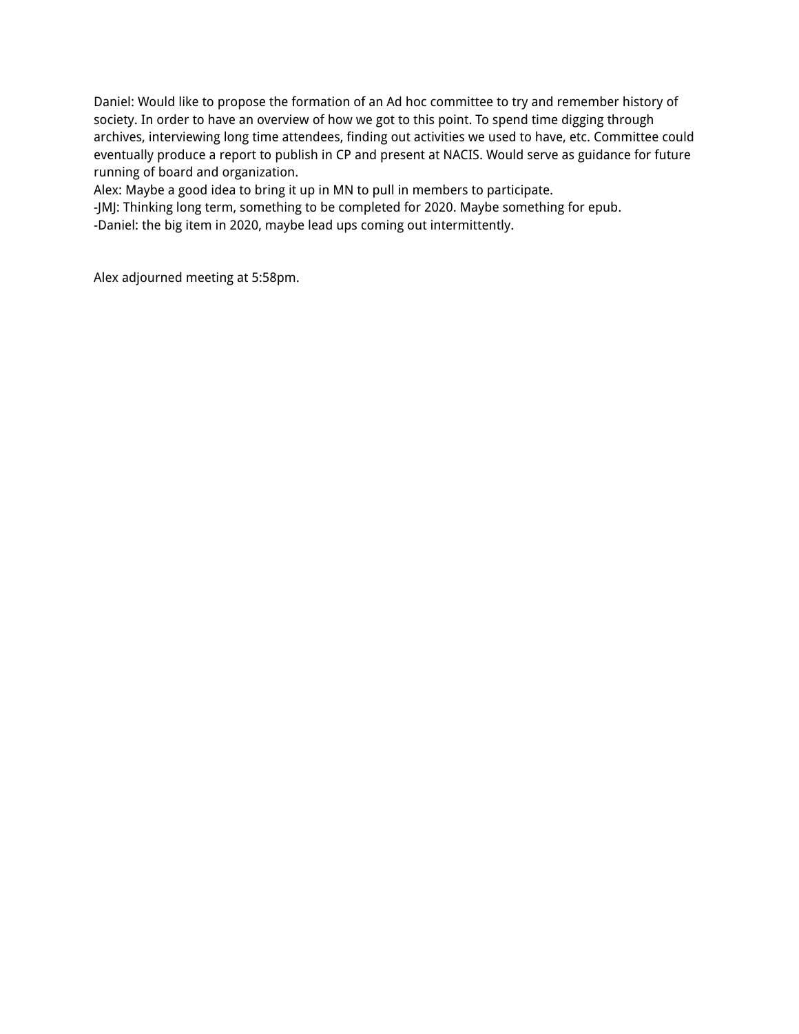Daniel: Would like to propose the formation of an Ad hoc committee to try and remember history of society. In order to have an overview of how we got to this point. To spend time digging through archives, interviewing long time attendees, finding out activities we used to have, etc. Committee could eventually produce a report to publish in CP and present at NACIS. Would serve as guidance for future running of board and organization.
Alex: Maybe a good idea to bring it up in MN to pull in members to participate.
-JMJ: Thinking long term, something to be completed for 2020. Maybe something for epub.
-Daniel: the big item in 2020, maybe lead ups coming out intermittently.

Alex adjourned meeting at 5:58pm.